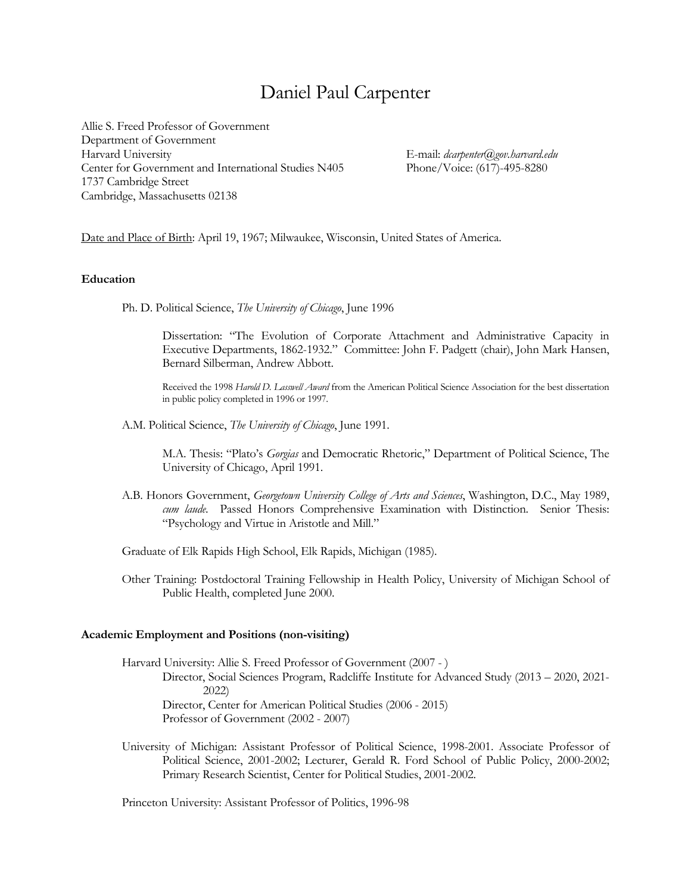# Daniel Paul Carpenter

Allie S. Freed Professor of Government
Department of Government
Harvard University
Center for Government and International Studies N405
1737 Cambridge Street
Cambridge, Massachusetts 02138

E-mail: *dcarpenter@gov.harvard.edu*
Phone/Voice: (617)-495-8280

Date and Place of Birth: April 19, 1967; Milwaukee, Wisconsin, United States of America.

**Education**

Ph. D. Political Science, *The University of Chicago*, June 1996

> Dissertation: "The Evolution of Corporate Attachment and Administrative Capacity in Executive Departments, 1862-1932." Committee: John F. Padgett (chair), John Mark Hansen, Bernard Silberman, Andrew Abbott.
>
> Received the 1998 *Harold D. Lasswell Award* from the American Political Science Association for the best dissertation in public policy completed in 1996 or 1997.

A.M. Political Science, *The University of Chicago*, June 1991.

> M.A. Thesis: "Plato's *Gorgias* and Democratic Rhetoric," Department of Political Science, The University of Chicago, April 1991.

A.B. Honors Government, *Georgetown University College of Arts and Sciences*, Washington, D.C., May 1989, *cum laude*. Passed Honors Comprehensive Examination with Distinction. Senior Thesis: "Psychology and Virtue in Aristotle and Mill."

Graduate of Elk Rapids High School, Elk Rapids, Michigan (1985).

Other Training: Postdoctoral Training Fellowship in Health Policy, University of Michigan School of Public Health, completed June 2000.

**Academic Employment and Positions (non-visiting)**

Harvard University: Allie S. Freed Professor of Government (2007 - )

> Director, Social Sciences Program, Radcliffe Institute for Advanced Study (2013 – 2020, 2021-2022)
> Director, Center for American Political Studies (2006 - 2015)
> Professor of Government (2002 - 2007)

University of Michigan: Assistant Professor of Political Science, 1998-2001. Associate Professor of Political Science, 2001-2002; Lecturer, Gerald R. Ford School of Public Policy, 2000-2002; Primary Research Scientist, Center for Political Studies, 2001-2002.

Princeton University: Assistant Professor of Politics, 1996-98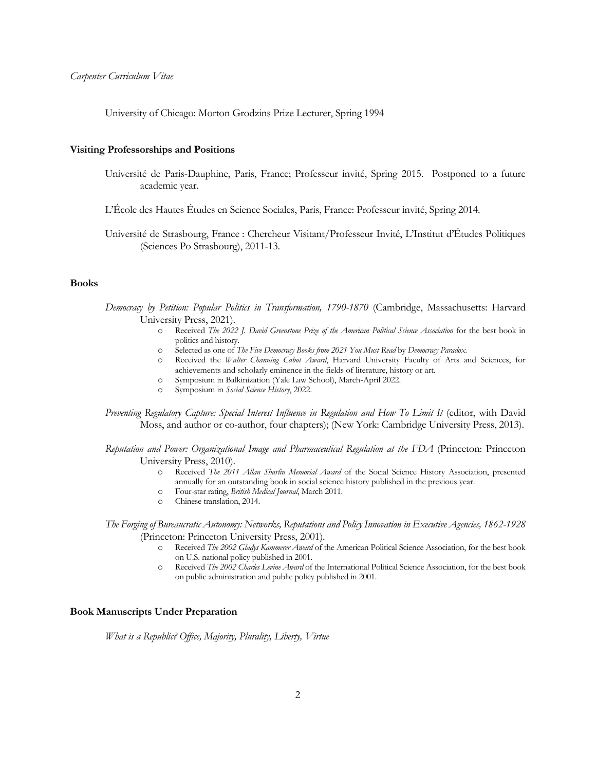University of Chicago: Morton Grodzins Prize Lecturer, Spring 1994

## Visiting Professorships and Positions

Université de Paris-Dauphine, Paris, France; Professeur invité, Spring 2015. Postponed to a future academic year.

L'École des Hautes Études en Science Sociales, Paris, France: Professeur invité, Spring 2014.

Université de Strasbourg, France : Chercheur Visitant/Professeur Invité, L'Institut d'Études Politiques (Sciences Po Strasbourg), 2011-13.

## Books

*Democracy by Petition: Popular Politics in Transformation, 1790-1870* (Cambridge, Massachusetts: Harvard University Press, 2021).

- Received *The 2022 J. David Greenstone Prize of the American Political Science Association* for the best book in politics and history.
- Selected as one of *The Five Democracy Books from 2021 You Must Read* by *Democracy Paradox*.
- Received the *Walter Channing Cabot Award*, Harvard University Faculty of Arts and Sciences, for achievements and scholarly eminence in the fields of literature, history or art.
- Symposium in Balkinization (Yale Law School), March-April 2022.
- Symposium in *Social Science History*, 2022.

*Preventing Regulatory Capture: Special Interest Influence in Regulation and How To Limit It* (editor, with David Moss, and author or co-author, four chapters); (New York: Cambridge University Press, 2013).

*Reputation and Power: Organizational Image and Pharmaceutical Regulation at the FDA* (Princeton: Princeton University Press, 2010).

- Received *The 2011 Allan Sharlin Memorial Award* of the Social Science History Association, presented annually for an outstanding book in social science history published in the previous year.
- Four-star rating, *British Medical Journal*, March 2011.
- Chinese translation, 2014.

*The Forging of Bureaucratic Autonomy: Networks, Reputations and Policy Innovation in Executive Agencies, 1862-1928* (Princeton: Princeton University Press, 2001).

- Received *The 2002 Gladys Kammerer Award* of the American Political Science Association, for the best book on U.S. national policy published in 2001.
- Received *The 2002 Charles Levine Award* of the International Political Science Association, for the best book on public administration and public policy published in 2001.

## Book Manuscripts Under Preparation

*What is a Republic? Office, Majority, Plurality, Liberty, Virtue*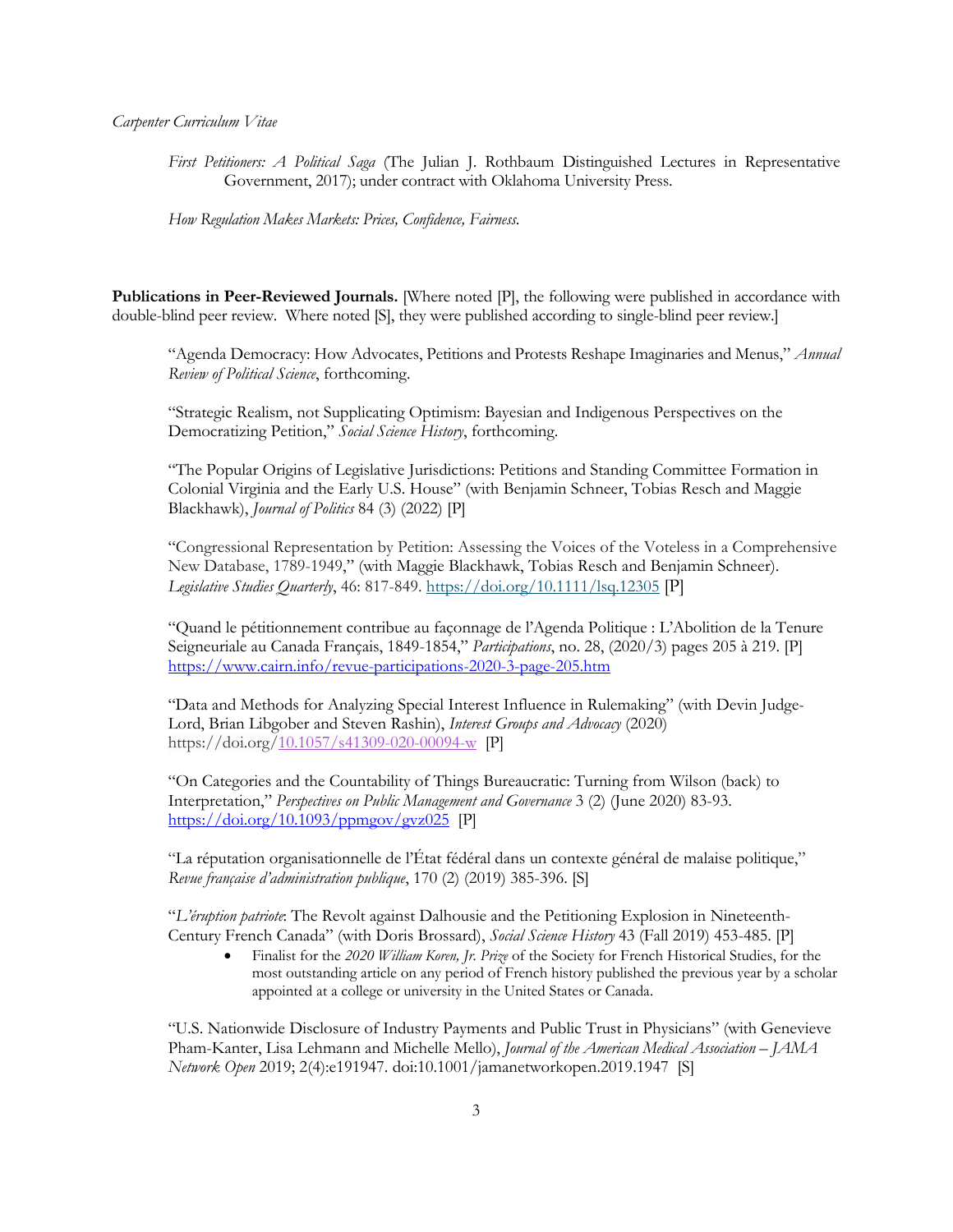*First Petitioners: A Political Saga* (The Julian J. Rothbaum Distinguished Lectures in Representative Government, 2017); under contract with Oklahoma University Press.

*How Regulation Makes Markets: Prices, Confidence, Fairness.*

**Publications in Peer-Reviewed Journals.** [Where noted [P], the following were published in accordance with double-blind peer review. Where noted [S], they were published according to single-blind peer review.]

"Agenda Democracy: How Advocates, Petitions and Protests Reshape Imaginaries and Menus," *Annual Review of Political Science*, forthcoming.

"Strategic Realism, not Supplicating Optimism: Bayesian and Indigenous Perspectives on the Democratizing Petition," *Social Science History*, forthcoming.

"The Popular Origins of Legislative Jurisdictions: Petitions and Standing Committee Formation in Colonial Virginia and the Early U.S. House" (with Benjamin Schneer, Tobias Resch and Maggie Blackhawk), *Journal of Politics* 84 (3) (2022) [P]

"Congressional Representation by Petition: Assessing the Voices of the Voteless in a Comprehensive New Database, 1789-1949," (with Maggie Blackhawk, Tobias Resch and Benjamin Schneer). *Legislative Studies Quarterly*, 46: 817-849. https://doi.org/10.1111/lsq.12305 [P]

"Quand le pétitionnement contribue au façonnage de l'Agenda Politique : L'Abolition de la Tenure Seigneuriale au Canada Français, 1849-1854," *Participations*, no. 28, (2020/3) pages 205 à 219. [P] https://www.cairn.info/revue-participations-2020-3-page-205.htm

"Data and Methods for Analyzing Special Interest Influence in Rulemaking" (with Devin Judge-Lord, Brian Libgober and Steven Rashin), *Interest Groups and Advocacy* (2020) https://doi.org/10.1057/s41309-020-00094-w [P]

"On Categories and the Countability of Things Bureaucratic: Turning from Wilson (back) to Interpretation," *Perspectives on Public Management and Governance* 3 (2) (June 2020) 83-93. https://doi.org/10.1093/ppmgov/gvz025 [P]

"La réputation organisationnelle de l'État fédéral dans un contexte général de malaise politique," *Revue française d'administration publique*, 170 (2) (2019) 385-396. [S]

"*L'éruption patriote*: The Revolt against Dalhousie and the Petitioning Explosion in Nineteenth-Century French Canada" (with Doris Brossard), *Social Science History* 43 (Fall 2019) 453-485. [P]

- Finalist for the *2020 William Koren, Jr. Prize* of the Society for French Historical Studies, for the most outstanding article on any period of French history published the previous year by a scholar appointed at a college or university in the United States or Canada.

"U.S. Nationwide Disclosure of Industry Payments and Public Trust in Physicians" (with Genevieve Pham-Kanter, Lisa Lehmann and Michelle Mello), *Journal of the American Medical Association – JAMA Network Open* 2019; 2(4):e191947. doi:10.1001/jamanetworkopen.2019.1947 [S]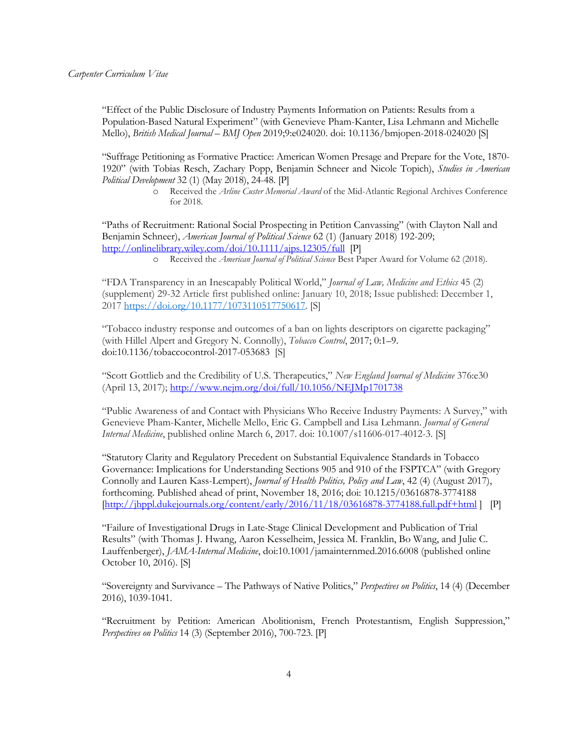"Effect of the Public Disclosure of Industry Payments Information on Patients: Results from a Population-Based Natural Experiment" (with Genevieve Pham-Kanter, Lisa Lehmann and Michelle Mello), *British Medical Journal – BMJ Open* 2019;9:e024020. doi: 10.1136/bmjopen-2018-024020 [S]

"Suffrage Petitioning as Formative Practice: American Women Presage and Prepare for the Vote, 1870-1920" (with Tobias Resch, Zachary Popp, Benjamin Schneer and Nicole Topich), *Studies in American Political Development* 32 (1) (May 2018), 24-48. [P]

- Received the *Arline Custer Memorial Award* of the Mid-Atlantic Regional Archives Conference for 2018.

"Paths of Recruitment: Rational Social Prospecting in Petition Canvassing" (with Clayton Nall and Benjamin Schneer), *American Journal of Political Science* 62 (1) (January 2018) 192-209; http://onlinelibrary.wiley.com/doi/10.1111/ajps.12305/full [P]

- Received the *American Journal of Political Science* Best Paper Award for Volume 62 (2018).

"FDA Transparency in an Inescapably Political World," *Journal of Law, Medicine and Ethics* 45 (2) (supplement) 29-32 Article first published online: January 10, 2018; Issue published: December 1, 2017 https://doi.org/10.1177/1073110517750617. [S]

"Tobacco industry response and outcomes of a ban on lights descriptors on cigarette packaging" (with Hillel Alpert and Gregory N. Connolly), *Tobacco Control*, 2017; 0:1–9. doi:10.1136/tobaccocontrol-2017-053683 [S]

"Scott Gottlieb and the Credibility of U.S. Therapeutics," *New England Journal of Medicine* 376:e30 (April 13, 2017); http://www.nejm.org/doi/full/10.1056/NEJMp1701738

"Public Awareness of and Contact with Physicians Who Receive Industry Payments: A Survey," with Genevieve Pham-Kanter, Michelle Mello, Eric G. Campbell and Lisa Lehmann. *Journal of General Internal Medicine*, published online March 6, 2017. doi: 10.1007/s11606-017-4012-3. [S]

"Statutory Clarity and Regulatory Precedent on Substantial Equivalence Standards in Tobacco Governance: Implications for Understanding Sections 905 and 910 of the FSPTCA" (with Gregory Connolly and Lauren Kass-Lempert), *Journal of Health Politics, Policy and Law*, 42 (4) (August 2017), forthcoming. Published ahead of print, November 18, 2016; doi: 10.1215/03616878-3774188 [http://jhppl.dukejournals.org/content/early/2016/11/18/03616878-3774188.full.pdf+html ] [P]

"Failure of Investigational Drugs in Late-Stage Clinical Development and Publication of Trial Results" (with Thomas J. Hwang, Aaron Kesselheim, Jessica M. Franklin, Bo Wang, and Julie C. Lauffenberger), *JAMA-Internal Medicine*, doi:10.1001/jamainternmed.2016.6008 (published online October 10, 2016). [S]

"Sovereignty and Survivance – The Pathways of Native Politics," *Perspectives on Politics*, 14 (4) (December 2016), 1039-1041.

"Recruitment by Petition: American Abolitionism, French Protestantism, English Suppression," *Perspectives on Politics* 14 (3) (September 2016), 700-723. [P]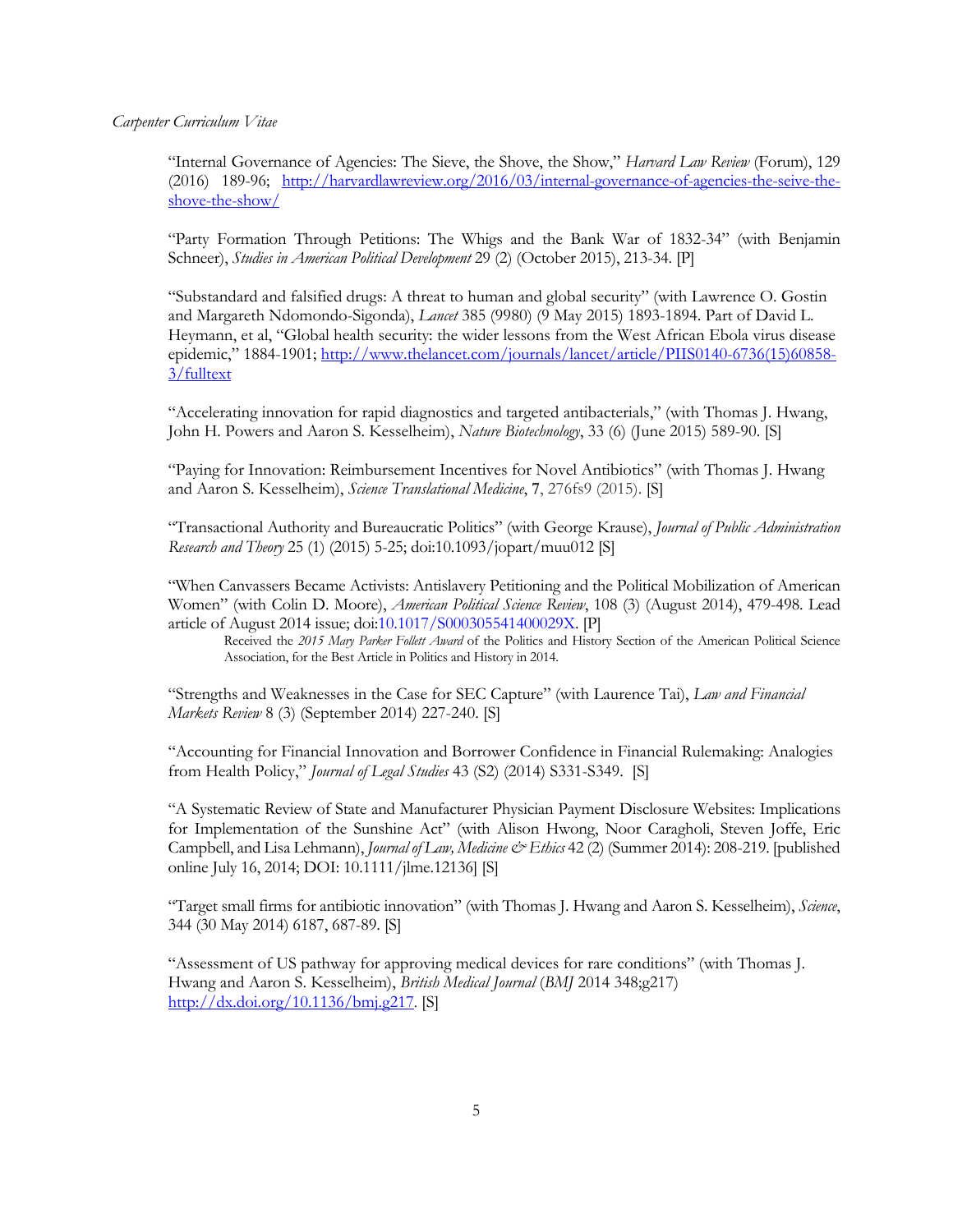"Internal Governance of Agencies: The Sieve, the Shove, the Show," *Harvard Law Review* (Forum), 129 (2016) 189-96; http://harvardlawreview.org/2016/03/internal-governance-of-agencies-the-seive-the-shove-the-show/

"Party Formation Through Petitions: The Whigs and the Bank War of 1832-34" (with Benjamin Schneer), *Studies in American Political Development* 29 (2) (October 2015), 213-34. [P]

"Substandard and falsified drugs: A threat to human and global security" (with Lawrence O. Gostin and Margareth Ndomondo-Sigonda), *Lancet* 385 (9980) (9 May 2015) 1893-1894. Part of David L. Heymann, et al, "Global health security: the wider lessons from the West African Ebola virus disease epidemic," 1884-1901; http://www.thelancet.com/journals/lancet/article/PIIS0140-6736(15)60858-3/fulltext

"Accelerating innovation for rapid diagnostics and targeted antibacterials," (with Thomas J. Hwang, John H. Powers and Aaron S. Kesselheim), *Nature Biotechnology*, 33 (6) (June 2015) 589-90. [S]

"Paying for Innovation: Reimbursement Incentives for Novel Antibiotics" (with Thomas J. Hwang and Aaron S. Kesselheim), *Science Translational Medicine*, **7**, 276fs9 (2015). [S]

"Transactional Authority and Bureaucratic Politics" (with George Krause), *Journal of Public Administration Research and Theory* 25 (1) (2015) 5-25; doi:10.1093/jopart/muu012 [S]

"When Canvassers Became Activists: Antislavery Petitioning and the Political Mobilization of American Women" (with Colin D. Moore), *American Political Science Review*, 108 (3) (August 2014), 479-498. Lead article of August 2014 issue; doi:10.1017/S000305541400029X. [P]

Received the *2015 Mary Parker Follett Award* of the Politics and History Section of the American Political Science Association, for the Best Article in Politics and History in 2014.

"Strengths and Weaknesses in the Case for SEC Capture" (with Laurence Tai), *Law and Financial Markets Review* 8 (3) (September 2014) 227-240. [S]

"Accounting for Financial Innovation and Borrower Confidence in Financial Rulemaking: Analogies from Health Policy," *Journal of Legal Studies* 43 (S2) (2014) S331-S349. [S]

"A Systematic Review of State and Manufacturer Physician Payment Disclosure Websites: Implications for Implementation of the Sunshine Act" (with Alison Hwong, Noor Caragholi, Steven Joffe, Eric Campbell, and Lisa Lehmann), *Journal of Law, Medicine & Ethics* 42 (2) (Summer 2014): 208-219. [published online July 16, 2014; DOI: 10.1111/jlme.12136] [S]

"Target small firms for antibiotic innovation" (with Thomas J. Hwang and Aaron S. Kesselheim), *Science*, 344 (30 May 2014) 6187, 687-89. [S]

"Assessment of US pathway for approving medical devices for rare conditions" (with Thomas J. Hwang and Aaron S. Kesselheim), *British Medical Journal* (*BMJ* 2014 348;g217) http://dx.doi.org/10.1136/bmj.g217. [S]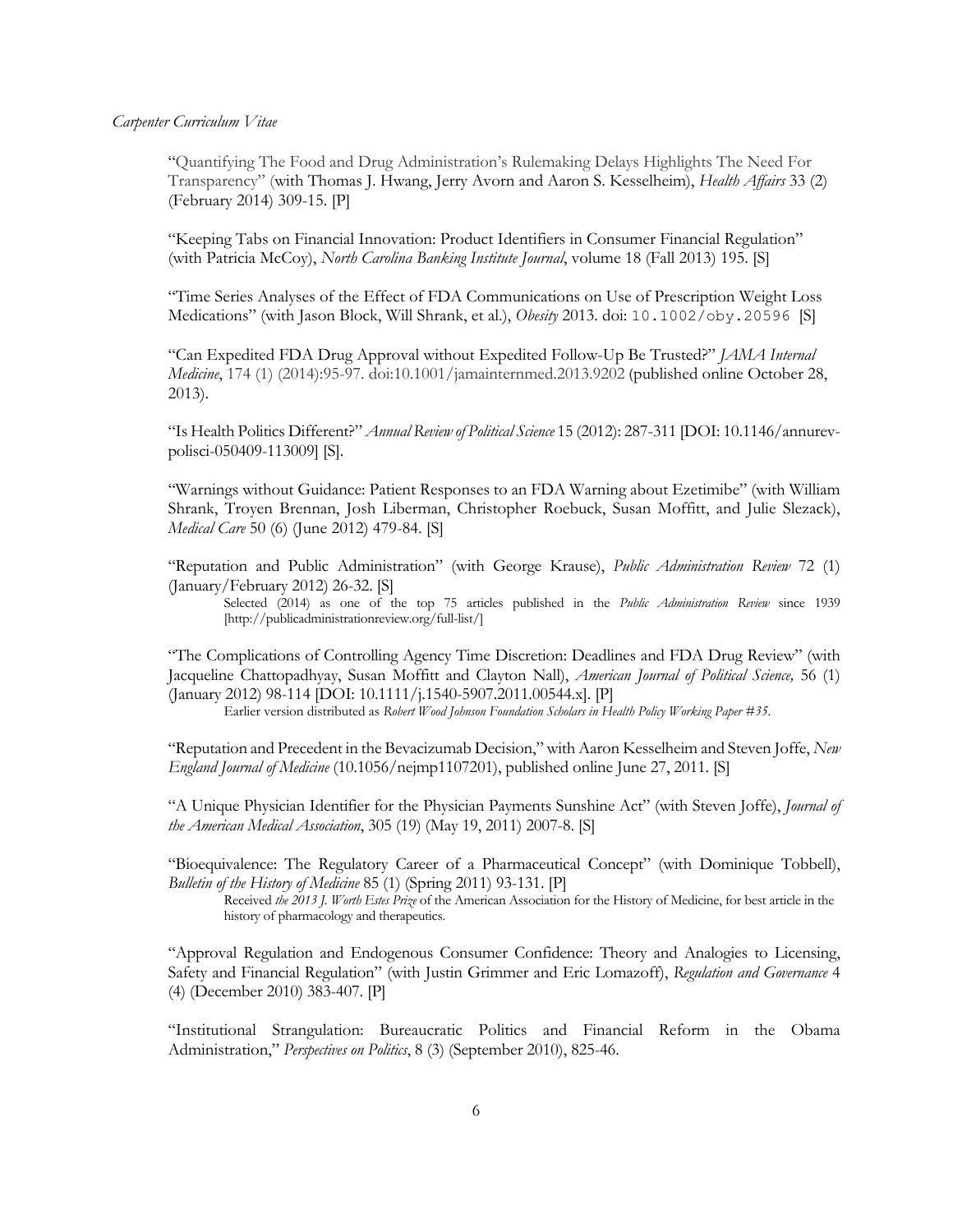"Quantifying The Food and Drug Administration's Rulemaking Delays Highlights The Need For Transparency" (with Thomas J. Hwang, Jerry Avorn and Aaron S. Kesselheim), *Health Affairs* 33 (2) (February 2014) 309-15. [P]

"Keeping Tabs on Financial Innovation: Product Identifiers in Consumer Financial Regulation" (with Patricia McCoy), *North Carolina Banking Institute Journal*, volume 18 (Fall 2013) 195. [S]

"Time Series Analyses of the Effect of FDA Communications on Use of Prescription Weight Loss Medications" (with Jason Block, Will Shrank, et al.), *Obesity* 2013. doi: `10.1002/oby.20596` [S]

"Can Expedited FDA Drug Approval without Expedited Follow-Up Be Trusted?" *JAMA Internal Medicine*, 174 (1) (2014):95-97. doi:10.1001/jamainternmed.2013.9202 (published online October 28, 2013).

"Is Health Politics Different?" *Annual Review of Political Science* 15 (2012): 287-311 [DOI: 10.1146/annurev-polisci-050409-113009] [S].

"Warnings without Guidance: Patient Responses to an FDA Warning about Ezetimibe" (with William Shrank, Troyen Brennan, Josh Liberman, Christopher Roebuck, Susan Moffitt, and Julie Slezack), *Medical Care* 50 (6) (June 2012) 479-84. [S]

"Reputation and Public Administration" (with George Krause), *Public Administration Review* 72 (1) (January/February 2012) 26-32. [S]

Selected (2014) as one of the top 75 articles published in the *Public Administration Review* since 1939 [http://publicadministrationreview.org/full-list/]

"The Complications of Controlling Agency Time Discretion: Deadlines and FDA Drug Review" (with Jacqueline Chattopadhyay, Susan Moffitt and Clayton Nall), *American Journal of Political Science,* 56 (1) (January 2012) 98-114 [DOI: 10.1111/j.1540-5907.2011.00544.x]. [P]

Earlier version distributed as *Robert Wood Johnson Foundation Scholars in Health Policy Working Paper #35*.

"Reputation and Precedent in the Bevacizumab Decision," with Aaron Kesselheim and Steven Joffe, *New England Journal of Medicine* (10.1056/nejmp1107201), published online June 27, 2011. [S]

"A Unique Physician Identifier for the Physician Payments Sunshine Act" (with Steven Joffe), *Journal of the American Medical Association*, 305 (19) (May 19, 2011) 2007-8. [S]

"Bioequivalence: The Regulatory Career of a Pharmaceutical Concept" (with Dominique Tobbell), *Bulletin of the History of Medicine* 85 (1) (Spring 2011) 93-131. [P]

Received *the 2013 J. Worth Estes Prize* of the American Association for the History of Medicine, for best article in the history of pharmacology and therapeutics.

"Approval Regulation and Endogenous Consumer Confidence: Theory and Analogies to Licensing, Safety and Financial Regulation" (with Justin Grimmer and Eric Lomazoff), *Regulation and Governance* 4 (4) (December 2010) 383-407. [P]

"Institutional Strangulation: Bureaucratic Politics and Financial Reform in the Obama Administration," *Perspectives on Politics*, 8 (3) (September 2010), 825-46.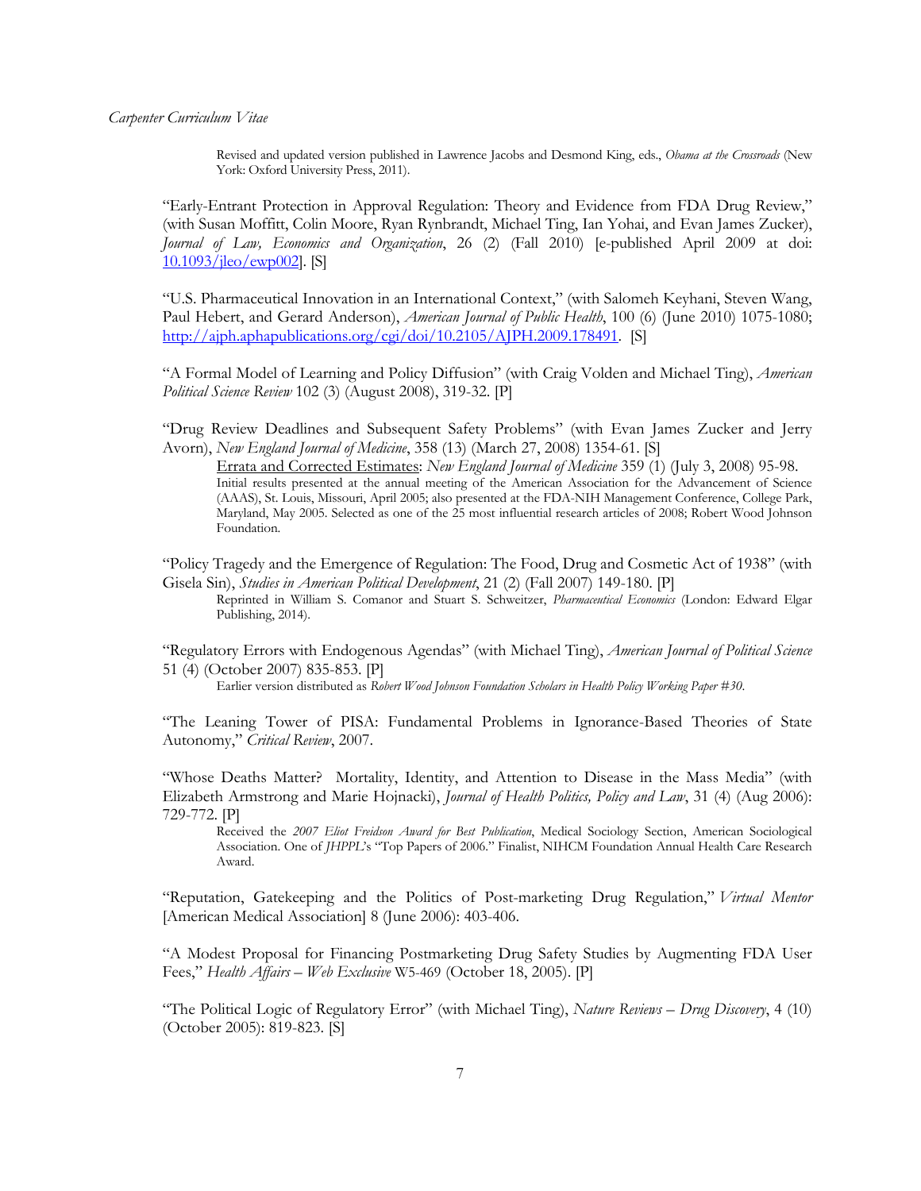Revised and updated version published in Lawrence Jacobs and Desmond King, eds., *Obama at the Crossroads* (New York: Oxford University Press, 2011).

"Early-Entrant Protection in Approval Regulation: Theory and Evidence from FDA Drug Review," (with Susan Moffitt, Colin Moore, Ryan Rynbrandt, Michael Ting, Ian Yohai, and Evan James Zucker), *Journal of Law, Economics and Organization*, 26 (2) (Fall 2010) [e-published April 2009 at doi: 10.1093/jleo/ewp002]. [S]

"U.S. Pharmaceutical Innovation in an International Context," (with Salomeh Keyhani, Steven Wang, Paul Hebert, and Gerard Anderson), *American Journal of Public Health*, 100 (6) (June 2010) 1075-1080; http://ajph.aphapublications.org/cgi/doi/10.2105/AJPH.2009.178491. [S]

"A Formal Model of Learning and Policy Diffusion" (with Craig Volden and Michael Ting), *American Political Science Review* 102 (3) (August 2008), 319-32. [P]

"Drug Review Deadlines and Subsequent Safety Problems" (with Evan James Zucker and Jerry Avorn), *New England Journal of Medicine*, 358 (13) (March 27, 2008) 1354-61. [S]

Errata and Corrected Estimates: *New England Journal of Medicine* 359 (1) (July 3, 2008) 95-98.

Initial results presented at the annual meeting of the American Association for the Advancement of Science (AAAS), St. Louis, Missouri, April 2005; also presented at the FDA-NIH Management Conference, College Park, Maryland, May 2005. Selected as one of the 25 most influential research articles of 2008; Robert Wood Johnson Foundation.

"Policy Tragedy and the Emergence of Regulation: The Food, Drug and Cosmetic Act of 1938" (with Gisela Sin), *Studies in American Political Development*, 21 (2) (Fall 2007) 149-180. [P]

Reprinted in William S. Comanor and Stuart S. Schweitzer, *Pharmaceutical Economics* (London: Edward Elgar Publishing, 2014).

"Regulatory Errors with Endogenous Agendas" (with Michael Ting), *American Journal of Political Science* 51 (4) (October 2007) 835-853. [P]

Earlier version distributed as *Robert Wood Johnson Foundation Scholars in Health Policy Working Paper #30*.

"The Leaning Tower of PISA: Fundamental Problems in Ignorance-Based Theories of State Autonomy," *Critical Review*, 2007.

"Whose Deaths Matter? Mortality, Identity, and Attention to Disease in the Mass Media" (with Elizabeth Armstrong and Marie Hojnacki), *Journal of Health Politics, Policy and Law*, 31 (4) (Aug 2006): 729-772. [P]

Received the *2007 Eliot Freidson Award for Best Publication*, Medical Sociology Section, American Sociological Association. One of *JHPPL*'s "Top Papers of 2006." Finalist, NIHCM Foundation Annual Health Care Research Award.

"Reputation, Gatekeeping and the Politics of Post-marketing Drug Regulation," *Virtual Mentor* [American Medical Association] 8 (June 2006): 403-406.

"A Modest Proposal for Financing Postmarketing Drug Safety Studies by Augmenting FDA User Fees," *Health Affairs – Web Exclusive* W5-469 (October 18, 2005). [P]

"The Political Logic of Regulatory Error" (with Michael Ting), *Nature Reviews – Drug Discovery*, 4 (10) (October 2005): 819-823. [S]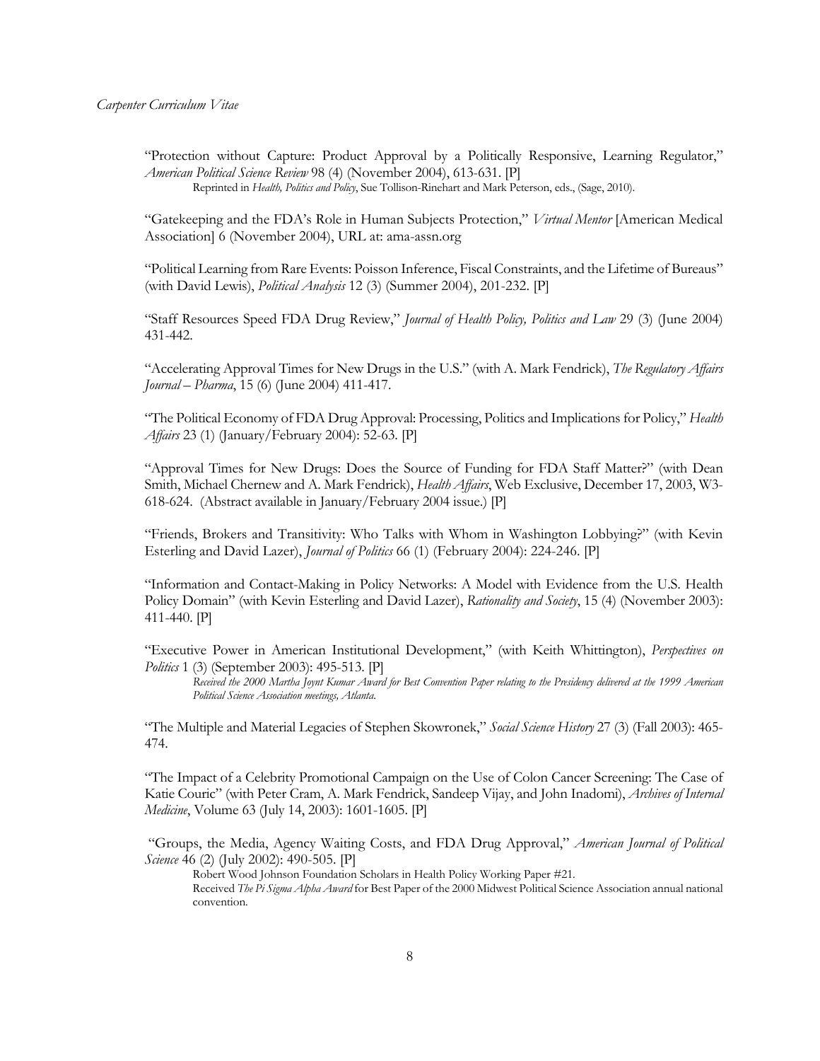"Protection without Capture: Product Approval by a Politically Responsive, Learning Regulator," *American Political Science Review* 98 (4) (November 2004), 613-631. [P]

Reprinted in *Health, Politics and Policy*, Sue Tollison-Rinehart and Mark Peterson, eds., (Sage, 2010).

"Gatekeeping and the FDA's Role in Human Subjects Protection," *Virtual Mentor* [American Medical Association] 6 (November 2004), URL at: ama-assn.org

"Political Learning from Rare Events: Poisson Inference, Fiscal Constraints, and the Lifetime of Bureaus" (with David Lewis), *Political Analysis* 12 (3) (Summer 2004), 201-232. [P]

"Staff Resources Speed FDA Drug Review," *Journal of Health Policy, Politics and Law* 29 (3) (June 2004) 431-442.

"Accelerating Approval Times for New Drugs in the U.S." (with A. Mark Fendrick), *The Regulatory Affairs Journal – Pharma*, 15 (6) (June 2004) 411-417.

"The Political Economy of FDA Drug Approval: Processing, Politics and Implications for Policy," *Health Affairs* 23 (1) (January/February 2004): 52-63. [P]

"Approval Times for New Drugs: Does the Source of Funding for FDA Staff Matter?" (with Dean Smith, Michael Chernew and A. Mark Fendrick), *Health Affairs*, Web Exclusive, December 17, 2003, W3-618-624. (Abstract available in January/February 2004 issue.) [P]

"Friends, Brokers and Transitivity: Who Talks with Whom in Washington Lobbying?" (with Kevin Esterling and David Lazer), *Journal of Politics* 66 (1) (February 2004): 224-246. [P]

"Information and Contact-Making in Policy Networks: A Model with Evidence from the U.S. Health Policy Domain" (with Kevin Esterling and David Lazer), *Rationality and Society*, 15 (4) (November 2003): 411-440. [P]

"Executive Power in American Institutional Development," (with Keith Whittington), *Perspectives on Politics* 1 (3) (September 2003): 495-513. [P]

*Received the 2000 Martha Joynt Kumar Award for Best Convention Paper relating to the Presidency delivered at the 1999 American Political Science Association meetings, Atlanta.*

"The Multiple and Material Legacies of Stephen Skowronek," *Social Science History* 27 (3) (Fall 2003): 465-474.

"The Impact of a Celebrity Promotional Campaign on the Use of Colon Cancer Screening: The Case of Katie Couric" (with Peter Cram, A. Mark Fendrick, Sandeep Vijay, and John Inadomi), *Archives of Internal Medicine*, Volume 63 (July 14, 2003): 1601-1605. [P]

"Groups, the Media, Agency Waiting Costs, and FDA Drug Approval," *American Journal of Political Science* 46 (2) (July 2002): 490-505. [P]

Robert Wood Johnson Foundation Scholars in Health Policy Working Paper #21.

Received *The Pi Sigma Alpha Award* for Best Paper of the 2000 Midwest Political Science Association annual national convention.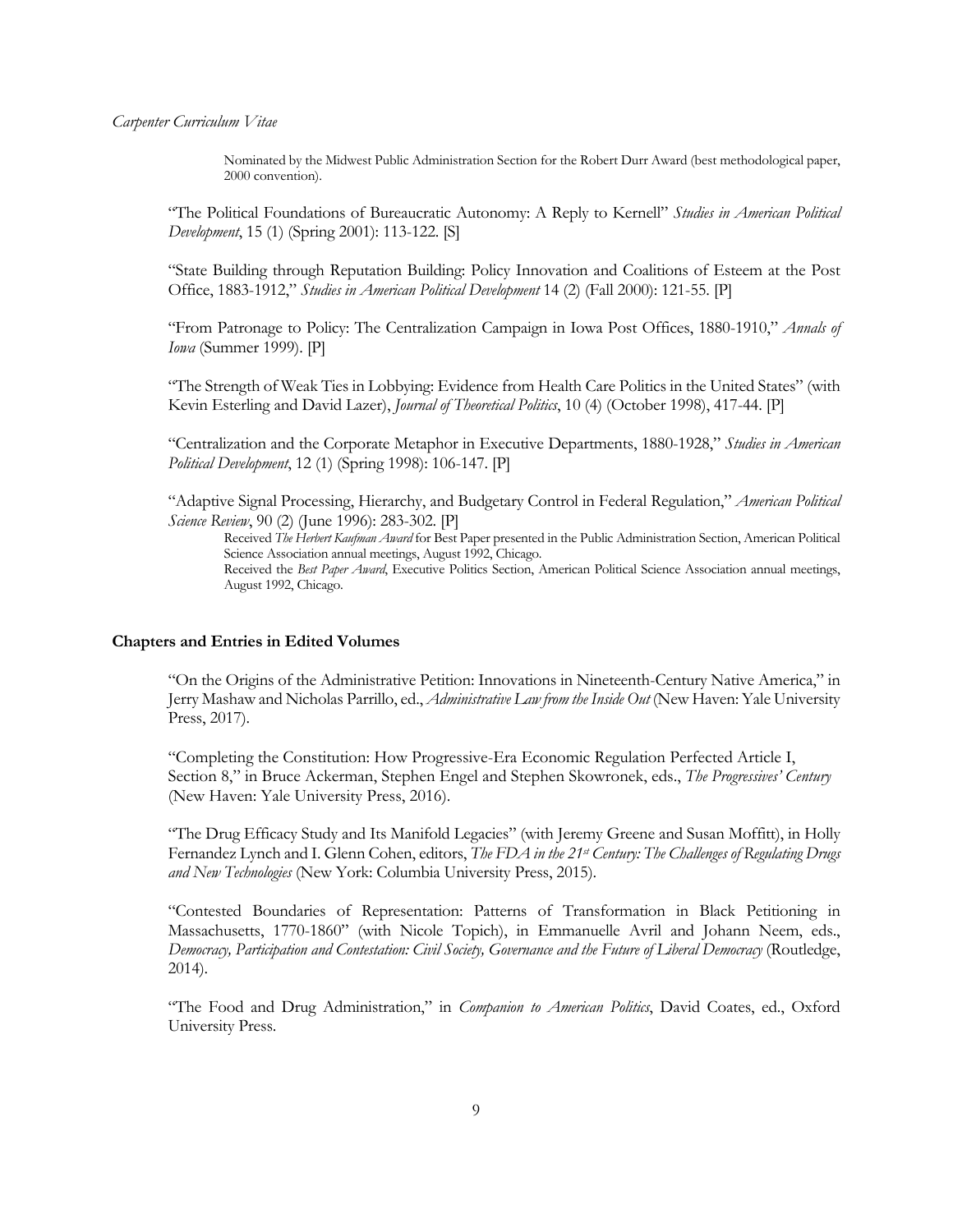Nominated by the Midwest Public Administration Section for the Robert Durr Award (best methodological paper, 2000 convention).

"The Political Foundations of Bureaucratic Autonomy: A Reply to Kernell" *Studies in American Political Development*, 15 (1) (Spring 2001): 113-122. [S]

"State Building through Reputation Building: Policy Innovation and Coalitions of Esteem at the Post Office, 1883-1912," *Studies in American Political Development* 14 (2) (Fall 2000): 121-55. [P]

"From Patronage to Policy: The Centralization Campaign in Iowa Post Offices, 1880-1910," *Annals of Iowa* (Summer 1999). [P]

"The Strength of Weak Ties in Lobbying: Evidence from Health Care Politics in the United States" (with Kevin Esterling and David Lazer), *Journal of Theoretical Politics*, 10 (4) (October 1998), 417-44. [P]

"Centralization and the Corporate Metaphor in Executive Departments, 1880-1928," *Studies in American Political Development*, 12 (1) (Spring 1998): 106-147. [P]

"Adaptive Signal Processing, Hierarchy, and Budgetary Control in Federal Regulation," *American Political Science Review*, 90 (2) (June 1996): 283-302. [P]

Received *The Herbert Kaufman Award* for Best Paper presented in the Public Administration Section, American Political Science Association annual meetings, August 1992, Chicago.

Received the *Best Paper Award*, Executive Politics Section, American Political Science Association annual meetings, August 1992, Chicago.

**Chapters and Entries in Edited Volumes**

"On the Origins of the Administrative Petition: Innovations in Nineteenth-Century Native America," in Jerry Mashaw and Nicholas Parrillo, ed., *Administrative Law from the Inside Out* (New Haven: Yale University Press, 2017).

"Completing the Constitution: How Progressive-Era Economic Regulation Perfected Article I, Section 8," in Bruce Ackerman, Stephen Engel and Stephen Skowronek, eds., *The Progressives' Century* (New Haven: Yale University Press, 2016).

"The Drug Efficacy Study and Its Manifold Legacies" (with Jeremy Greene and Susan Moffitt), in Holly Fernandez Lynch and I. Glenn Cohen, editors, *The FDA in the 21st Century: The Challenges of Regulating Drugs and New Technologies* (New York: Columbia University Press, 2015).

"Contested Boundaries of Representation: Patterns of Transformation in Black Petitioning in Massachusetts, 1770-1860" (with Nicole Topich), in Emmanuelle Avril and Johann Neem, eds., *Democracy, Participation and Contestation: Civil Society, Governance and the Future of Liberal Democracy* (Routledge, 2014).

"The Food and Drug Administration," in *Companion to American Politics*, David Coates, ed., Oxford University Press.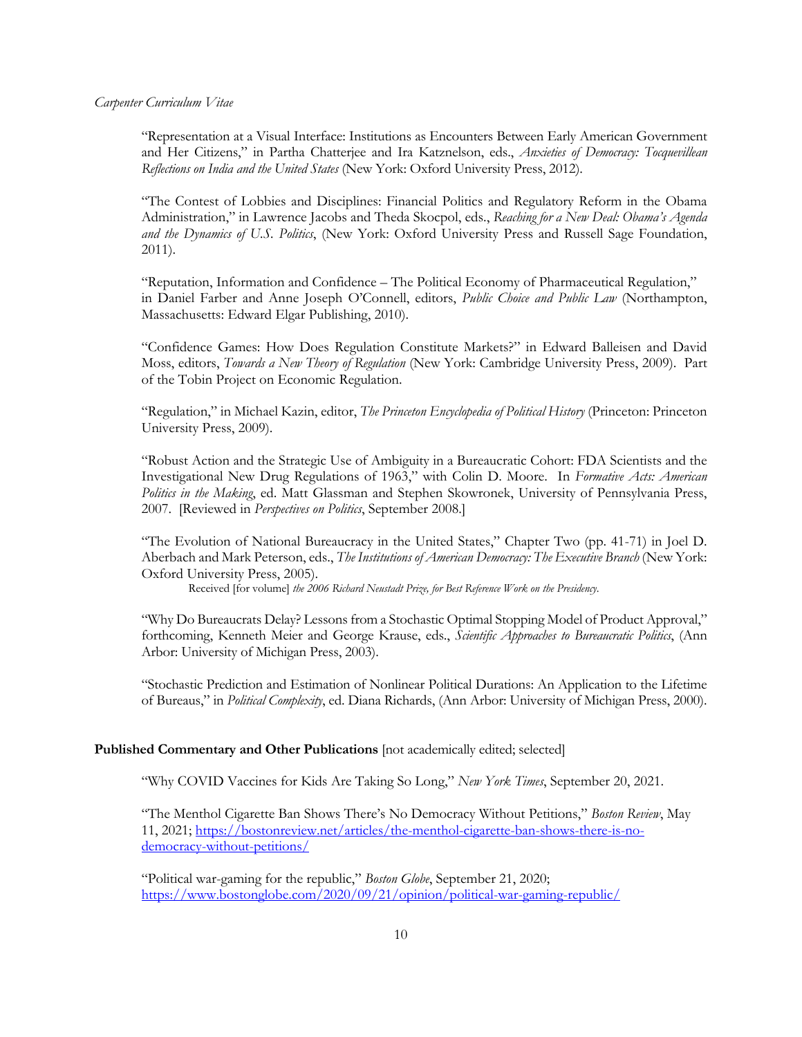"Representation at a Visual Interface: Institutions as Encounters Between Early American Government and Her Citizens," in Partha Chatterjee and Ira Katznelson, eds., *Anxieties of Democracy: Tocquevillean Reflections on India and the United States* (New York: Oxford University Press, 2012).

"The Contest of Lobbies and Disciplines: Financial Politics and Regulatory Reform in the Obama Administration," in Lawrence Jacobs and Theda Skocpol, eds., *Reaching for a New Deal: Obama's Agenda and the Dynamics of U.S. Politics*, (New York: Oxford University Press and Russell Sage Foundation, 2011).

"Reputation, Information and Confidence – The Political Economy of Pharmaceutical Regulation," in Daniel Farber and Anne Joseph O'Connell, editors, *Public Choice and Public Law* (Northampton, Massachusetts: Edward Elgar Publishing, 2010).

"Confidence Games: How Does Regulation Constitute Markets?" in Edward Balleisen and David Moss, editors, *Towards a New Theory of Regulation* (New York: Cambridge University Press, 2009). Part of the Tobin Project on Economic Regulation.

"Regulation," in Michael Kazin, editor, *The Princeton Encyclopedia of Political History* (Princeton: Princeton University Press, 2009).

"Robust Action and the Strategic Use of Ambiguity in a Bureaucratic Cohort: FDA Scientists and the Investigational New Drug Regulations of 1963," with Colin D. Moore. In *Formative Acts: American Politics in the Making*, ed. Matt Glassman and Stephen Skowronek, University of Pennsylvania Press, 2007. [Reviewed in *Perspectives on Politics*, September 2008.]

"The Evolution of National Bureaucracy in the United States," Chapter Two (pp. 41-71) in Joel D. Aberbach and Mark Peterson, eds., *The Institutions of American Democracy: The Executive Branch* (New York: Oxford University Press, 2005).
Received [for volume] *the 2006 Richard Neustadt Prize, for Best Reference Work on the Presidency.*

"Why Do Bureaucrats Delay? Lessons from a Stochastic Optimal Stopping Model of Product Approval," forthcoming, Kenneth Meier and George Krause, eds., *Scientific Approaches to Bureaucratic Politics*, (Ann Arbor: University of Michigan Press, 2003).

"Stochastic Prediction and Estimation of Nonlinear Political Durations: An Application to the Lifetime of Bureaus," in *Political Complexity*, ed. Diana Richards, (Ann Arbor: University of Michigan Press, 2000).

**Published Commentary and Other Publications** [not academically edited; selected]

"Why COVID Vaccines for Kids Are Taking So Long," *New York Times*, September 20, 2021.

"The Menthol Cigarette Ban Shows There's No Democracy Without Petitions," *Boston Review*, May 11, 2021; https://bostonreview.net/articles/the-menthol-cigarette-ban-shows-there-is-no-democracy-without-petitions/

"Political war-gaming for the republic," *Boston Globe*, September 21, 2020; https://www.bostonglobe.com/2020/09/21/opinion/political-war-gaming-republic/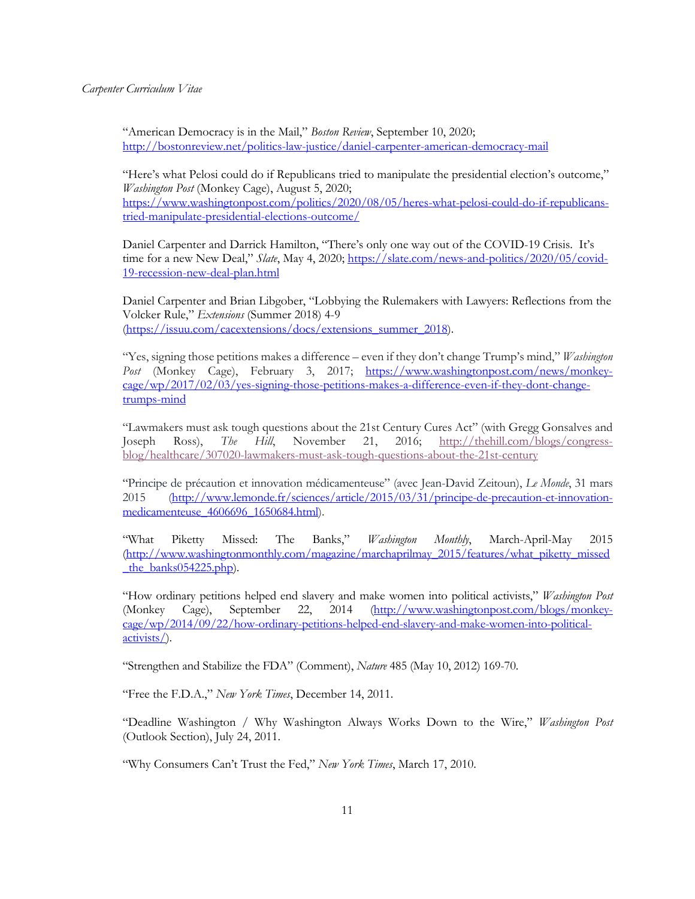"American Democracy is in the Mail," *Boston Review*, September 10, 2020; http://bostonreview.net/politics-law-justice/daniel-carpenter-american-democracy-mail

"Here's what Pelosi could do if Republicans tried to manipulate the presidential election's outcome," *Washington Post* (Monkey Cage), August 5, 2020; https://www.washingtonpost.com/politics/2020/08/05/heres-what-pelosi-could-do-if-republicans-tried-manipulate-presidential-elections-outcome/

Daniel Carpenter and Darrick Hamilton, "There's only one way out of the COVID-19 Crisis. It's time for a new New Deal," *Slate*, May 4, 2020; https://slate.com/news-and-politics/2020/05/covid-19-recession-new-deal-plan.html

Daniel Carpenter and Brian Libgober, "Lobbying the Rulemakers with Lawyers: Reflections from the Volcker Rule," *Extensions* (Summer 2018) 4-9 (https://issuu.com/cacextensions/docs/extensions_summer_2018).

"Yes, signing those petitions makes a difference – even if they don't change Trump's mind," *Washington Post* (Monkey Cage), February 3, 2017; https://www.washingtonpost.com/news/monkey-cage/wp/2017/02/03/yes-signing-those-petitions-makes-a-difference-even-if-they-dont-change-trumps-mind

"Lawmakers must ask tough questions about the 21st Century Cures Act" (with Gregg Gonsalves and Joseph Ross), *The Hill*, November 21, 2016; http://thehill.com/blogs/congress-blog/healthcare/307020-lawmakers-must-ask-tough-questions-about-the-21st-century

"Principe de précaution et innovation médicamenteuse" (avec Jean-David Zeitoun), *Le Monde*, 31 mars 2015 (http://www.lemonde.fr/sciences/article/2015/03/31/principe-de-precaution-et-innovation-medicamenteuse_4606696_1650684.html).

"What Piketty Missed: The Banks," *Washington Monthly*, March-April-May 2015 (http://www.washingtonmonthly.com/magazine/marchaprilmay_2015/features/what_piketty_missed_the_banks054225.php).

"How ordinary petitions helped end slavery and make women into political activists," *Washington Post* (Monkey Cage), September 22, 2014 (http://www.washingtonpost.com/blogs/monkey-cage/wp/2014/09/22/how-ordinary-petitions-helped-end-slavery-and-make-women-into-political-activists/).

"Strengthen and Stabilize the FDA" (Comment), *Nature* 485 (May 10, 2012) 169-70.

"Free the F.D.A.," *New York Times*, December 14, 2011.

"Deadline Washington / Why Washington Always Works Down to the Wire," *Washington Post* (Outlook Section), July 24, 2011.

"Why Consumers Can't Trust the Fed," *New York Times*, March 17, 2010.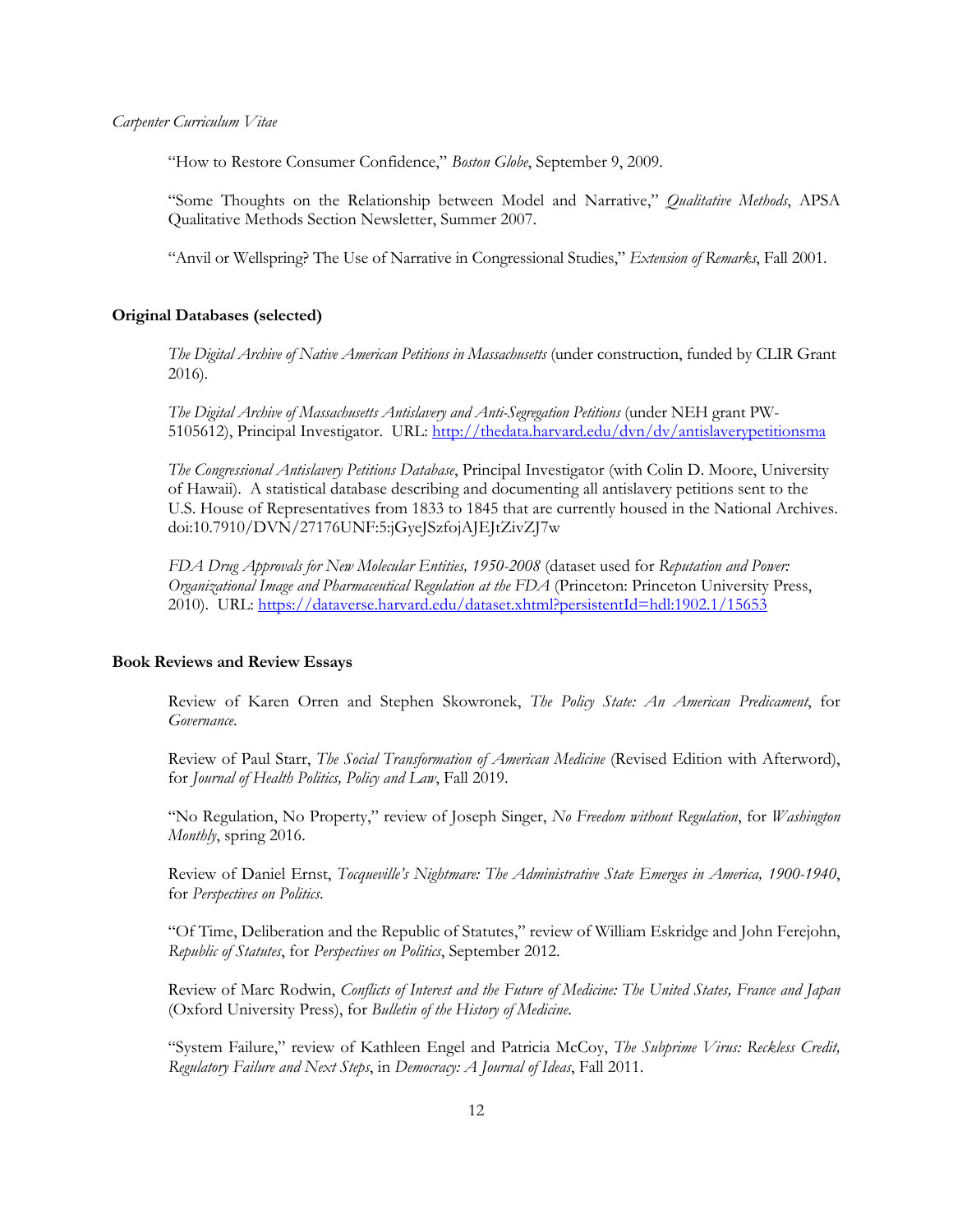"How to Restore Consumer Confidence," *Boston Globe*, September 9, 2009.

"Some Thoughts on the Relationship between Model and Narrative," *Qualitative Methods*, APSA Qualitative Methods Section Newsletter, Summer 2007.

"Anvil or Wellspring? The Use of Narrative in Congressional Studies," *Extension of Remarks*, Fall 2001.

**Original Databases (selected)**

*The Digital Archive of Native American Petitions in Massachusetts* (under construction, funded by CLIR Grant 2016).

*The Digital Archive of Massachusetts Antislavery and Anti-Segregation Petitions* (under NEH grant PW-5105612), Principal Investigator. URL: http://thedata.harvard.edu/dvn/dv/antislaverypetitionsma

*The Congressional Antislavery Petitions Database*, Principal Investigator (with Colin D. Moore, University of Hawaii). A statistical database describing and documenting all antislavery petitions sent to the U.S. House of Representatives from 1833 to 1845 that are currently housed in the National Archives. doi:10.7910/DVN/27176UNF:5:jGyeJSzfojAJEJtZivZJ7w

*FDA Drug Approvals for New Molecular Entities, 1950-2008* (dataset used for *Reputation and Power: Organizational Image and Pharmaceutical Regulation at the FDA* (Princeton: Princeton University Press, 2010). URL: https://dataverse.harvard.edu/dataset.xhtml?persistentId=hdl:1902.1/15653

**Book Reviews and Review Essays**

Review of Karen Orren and Stephen Skowronek, *The Policy State: An American Predicament*, for *Governance*.

Review of Paul Starr, *The Social Transformation of American Medicine* (Revised Edition with Afterword), for *Journal of Health Politics, Policy and Law*, Fall 2019.

"No Regulation, No Property," review of Joseph Singer, *No Freedom without Regulation*, for *Washington Monthly*, spring 2016.

Review of Daniel Ernst, *Tocqueville's Nightmare: The Administrative State Emerges in America, 1900-1940*, for *Perspectives on Politics*.

"Of Time, Deliberation and the Republic of Statutes," review of William Eskridge and John Ferejohn, *Republic of Statutes*, for *Perspectives on Politics*, September 2012.

Review of Marc Rodwin, *Conflicts of Interest and the Future of Medicine: The United States, France and Japan* (Oxford University Press), for *Bulletin of the History of Medicine*.

"System Failure," review of Kathleen Engel and Patricia McCoy, *The Subprime Virus: Reckless Credit, Regulatory Failure and Next Steps*, in *Democracy: A Journal of Ideas*, Fall 2011.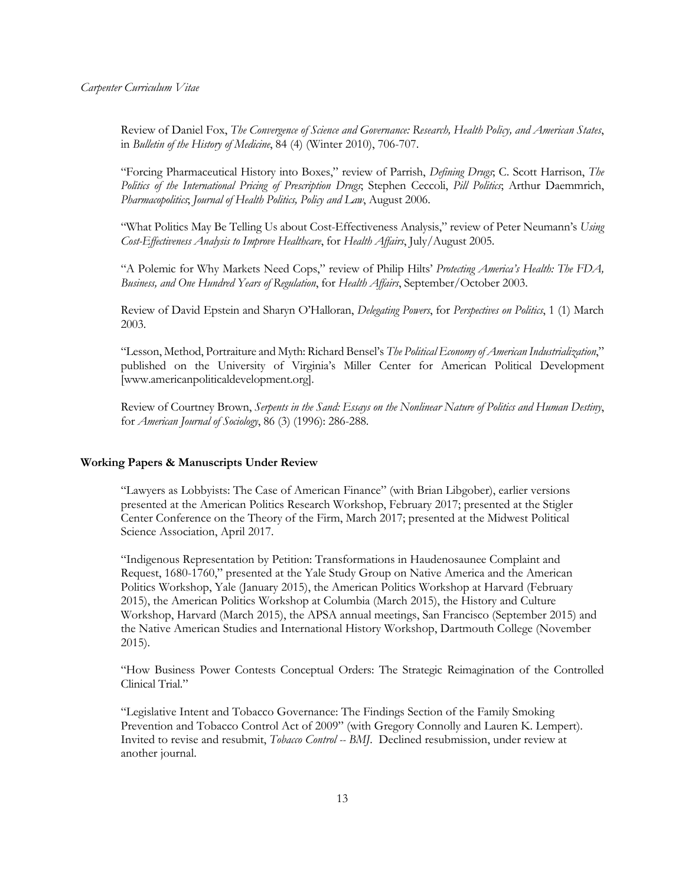Review of Daniel Fox, *The Convergence of Science and Governance: Research, Health Policy, and American States*, in *Bulletin of the History of Medicine*, 84 (4) (Winter 2010), 706-707.

"Forcing Pharmaceutical History into Boxes," review of Parrish, *Defining Drugs*; C. Scott Harrison, *The Politics of the International Pricing of Prescription Drugs*; Stephen Ceccoli, *Pill Politics*; Arthur Daemmrich, *Pharmacopolitics*; *Journal of Health Politics, Policy and Law*, August 2006.

"What Politics May Be Telling Us about Cost-Effectiveness Analysis," review of Peter Neumann's *Using Cost-Effectiveness Analysis to Improve Healthcare*, for *Health Affairs*, July/August 2005.

"A Polemic for Why Markets Need Cops," review of Philip Hilts' *Protecting America's Health: The FDA, Business, and One Hundred Years of Regulation*, for *Health Affairs*, September/October 2003.

Review of David Epstein and Sharyn O'Halloran, *Delegating Powers*, for *Perspectives on Politics*, 1 (1) March 2003.

"Lesson, Method, Portraiture and Myth: Richard Bensel's *The Political Economy of American Industrialization*," published on the University of Virginia's Miller Center for American Political Development [www.americanpoliticaldevelopment.org].

Review of Courtney Brown, *Serpents in the Sand: Essays on the Nonlinear Nature of Politics and Human Destiny*, for *American Journal of Sociology*, 86 (3) (1996): 286-288.

**Working Papers & Manuscripts Under Review**

"Lawyers as Lobbyists: The Case of American Finance" (with Brian Libgober), earlier versions presented at the American Politics Research Workshop, February 2017; presented at the Stigler Center Conference on the Theory of the Firm, March 2017; presented at the Midwest Political Science Association, April 2017.

"Indigenous Representation by Petition: Transformations in Haudenosaunee Complaint and Request, 1680-1760," presented at the Yale Study Group on Native America and the American Politics Workshop, Yale (January 2015), the American Politics Workshop at Harvard (February 2015), the American Politics Workshop at Columbia (March 2015), the History and Culture Workshop, Harvard (March 2015), the APSA annual meetings, San Francisco (September 2015) and the Native American Studies and International History Workshop, Dartmouth College (November 2015).

"How Business Power Contests Conceptual Orders: The Strategic Reimagination of the Controlled Clinical Trial."

"Legislative Intent and Tobacco Governance: The Findings Section of the Family Smoking Prevention and Tobacco Control Act of 2009" (with Gregory Connolly and Lauren K. Lempert). Invited to revise and resubmit, *Tobacco Control -- BMJ*. Declined resubmission, under review at another journal.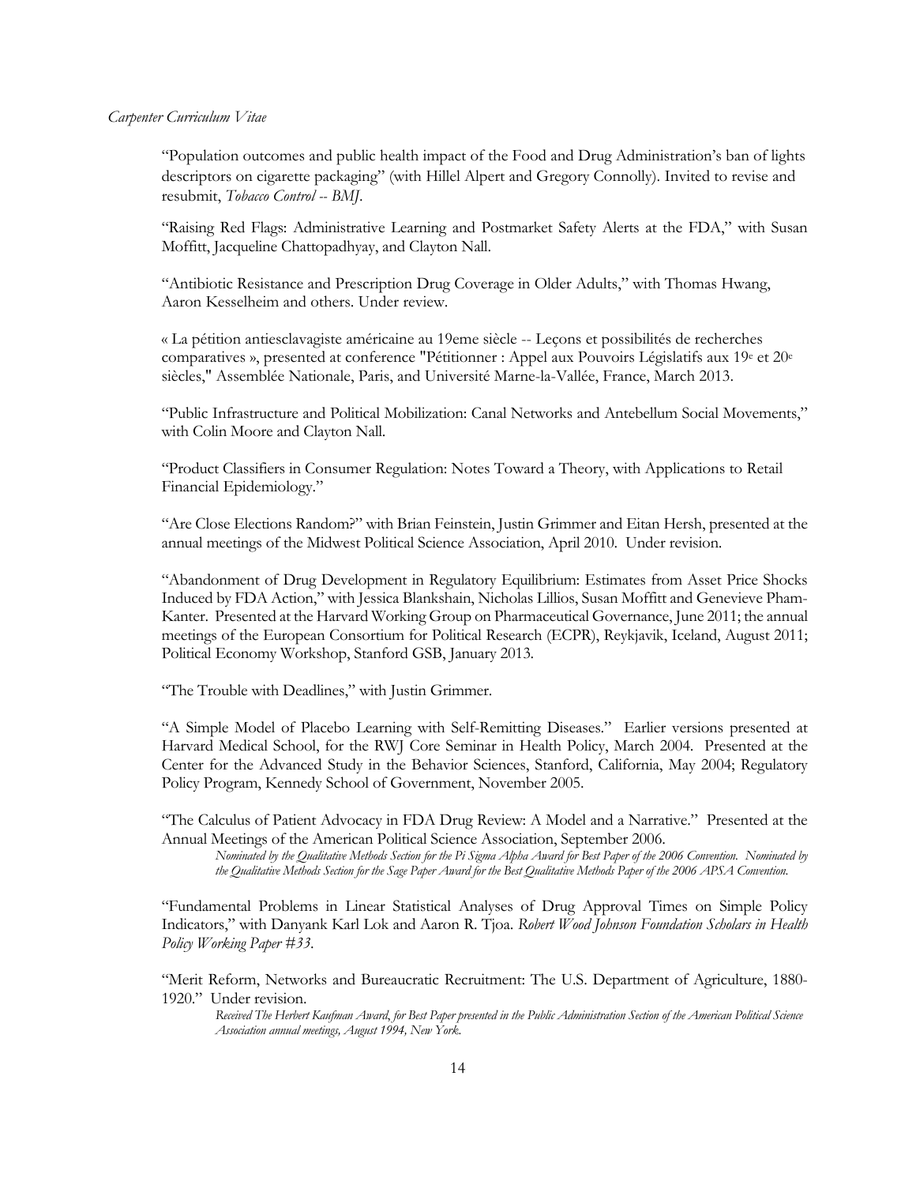"Population outcomes and public health impact of the Food and Drug Administration's ban of lights descriptors on cigarette packaging" (with Hillel Alpert and Gregory Connolly). Invited to revise and resubmit, *Tobacco Control -- BMJ*.

"Raising Red Flags: Administrative Learning and Postmarket Safety Alerts at the FDA," with Susan Moffitt, Jacqueline Chattopadhyay, and Clayton Nall.

"Antibiotic Resistance and Prescription Drug Coverage in Older Adults," with Thomas Hwang, Aaron Kesselheim and others. Under review.

« La pétition antiesclavagiste américaine au 19eme siècle -- Leçons et possibilités de recherches comparatives », presented at conference "Pétitionner : Appel aux Pouvoirs Législatifs aux 19e et 20e siècles," Assemblée Nationale, Paris, and Université Marne-la-Vallée, France, March 2013.

"Public Infrastructure and Political Mobilization: Canal Networks and Antebellum Social Movements," with Colin Moore and Clayton Nall.

"Product Classifiers in Consumer Regulation: Notes Toward a Theory, with Applications to Retail Financial Epidemiology."

"Are Close Elections Random?" with Brian Feinstein, Justin Grimmer and Eitan Hersh, presented at the annual meetings of the Midwest Political Science Association, April 2010. Under revision.

"Abandonment of Drug Development in Regulatory Equilibrium: Estimates from Asset Price Shocks Induced by FDA Action," with Jessica Blankshain, Nicholas Lillios, Susan Moffitt and Genevieve Pham-Kanter. Presented at the Harvard Working Group on Pharmaceutical Governance, June 2011; the annual meetings of the European Consortium for Political Research (ECPR), Reykjavik, Iceland, August 2011; Political Economy Workshop, Stanford GSB, January 2013.

"The Trouble with Deadlines," with Justin Grimmer.

"A Simple Model of Placebo Learning with Self-Remitting Diseases." Earlier versions presented at Harvard Medical School, for the RWJ Core Seminar in Health Policy, March 2004. Presented at the Center for the Advanced Study in the Behavior Sciences, Stanford, California, May 2004; Regulatory Policy Program, Kennedy School of Government, November 2005.

"The Calculus of Patient Advocacy in FDA Drug Review: A Model and a Narrative." Presented at the Annual Meetings of the American Political Science Association, September 2006.
*Nominated by the Qualitative Methods Section for the Pi Sigma Alpha Award for Best Paper of the 2006 Convention. Nominated by the Qualitative Methods Section for the Sage Paper Award for the Best Qualitative Methods Paper of the 2006 APSA Convention.*

"Fundamental Problems in Linear Statistical Analyses of Drug Approval Times on Simple Policy Indicators," with Danyank Karl Lok and Aaron R. Tjoa. *Robert Wood Johnson Foundation Scholars in Health Policy Working Paper #33*.

"Merit Reform, Networks and Bureaucratic Recruitment: The U.S. Department of Agriculture, 1880-1920." Under revision.
*Received The Herbert Kaufman Award, for Best Paper presented in the Public Administration Section of the American Political Science Association annual meetings, August 1994, New York.*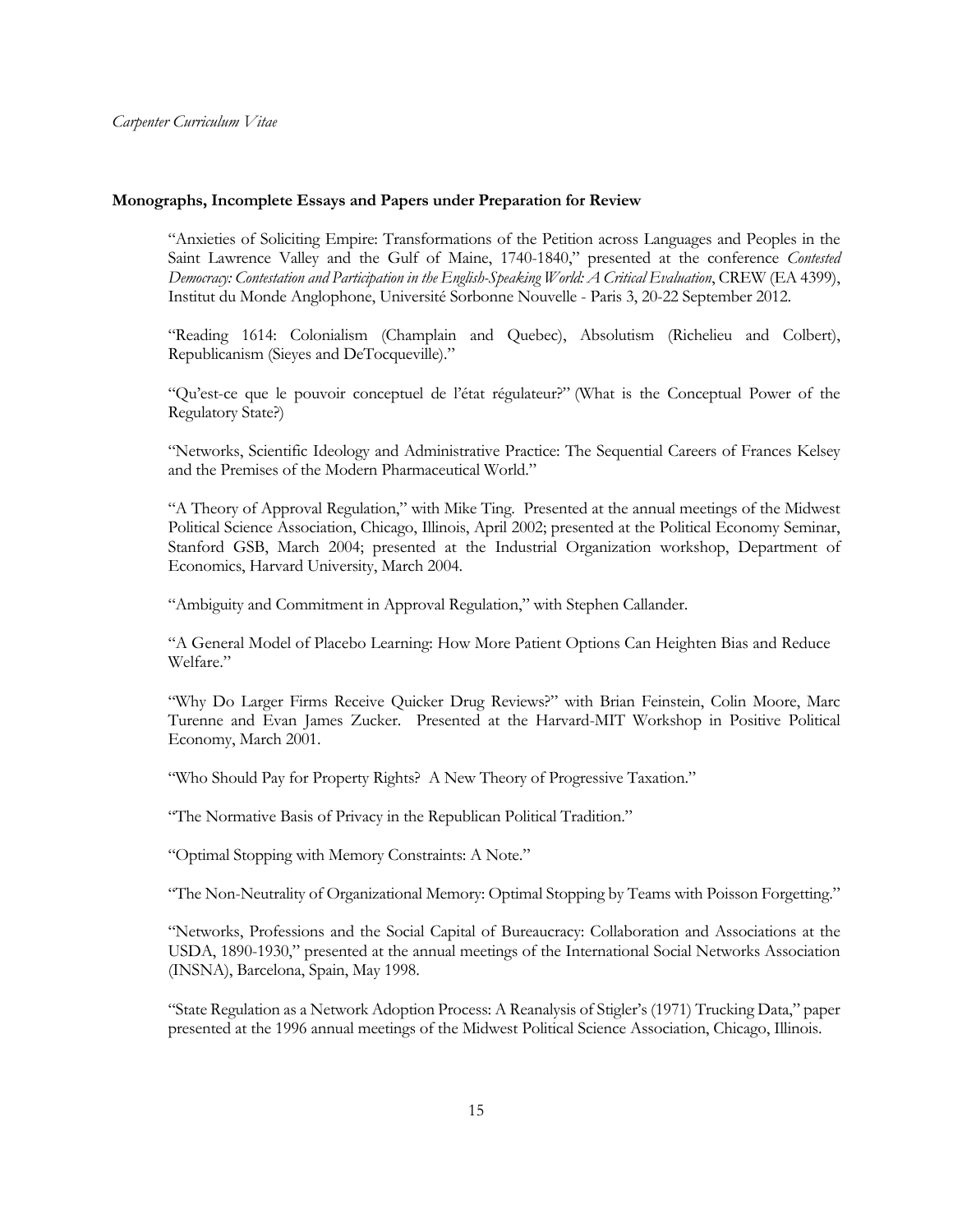**Monographs, Incomplete Essays and Papers under Preparation for Review**

"Anxieties of Soliciting Empire: Transformations of the Petition across Languages and Peoples in the Saint Lawrence Valley and the Gulf of Maine, 1740-1840," presented at the conference *Contested Democracy: Contestation and Participation in the English-Speaking World: A Critical Evaluation*, CREW (EA 4399), Institut du Monde Anglophone, Université Sorbonne Nouvelle - Paris 3, 20-22 September 2012.

"Reading 1614: Colonialism (Champlain and Quebec), Absolutism (Richelieu and Colbert), Republicanism (Sieyes and DeTocqueville)."

"Qu'est-ce que le pouvoir conceptuel de l'état régulateur?" (What is the Conceptual Power of the Regulatory State?)

"Networks, Scientific Ideology and Administrative Practice: The Sequential Careers of Frances Kelsey and the Premises of the Modern Pharmaceutical World."

"A Theory of Approval Regulation," with Mike Ting. Presented at the annual meetings of the Midwest Political Science Association, Chicago, Illinois, April 2002; presented at the Political Economy Seminar, Stanford GSB, March 2004; presented at the Industrial Organization workshop, Department of Economics, Harvard University, March 2004.

"Ambiguity and Commitment in Approval Regulation," with Stephen Callander.

"A General Model of Placebo Learning: How More Patient Options Can Heighten Bias and Reduce Welfare."

"Why Do Larger Firms Receive Quicker Drug Reviews?" with Brian Feinstein, Colin Moore, Marc Turenne and Evan James Zucker. Presented at the Harvard-MIT Workshop in Positive Political Economy, March 2001.

"Who Should Pay for Property Rights? A New Theory of Progressive Taxation."

"The Normative Basis of Privacy in the Republican Political Tradition."

"Optimal Stopping with Memory Constraints: A Note."

"The Non-Neutrality of Organizational Memory: Optimal Stopping by Teams with Poisson Forgetting."

"Networks, Professions and the Social Capital of Bureaucracy: Collaboration and Associations at the USDA, 1890-1930," presented at the annual meetings of the International Social Networks Association (INSNA), Barcelona, Spain, May 1998.

"State Regulation as a Network Adoption Process: A Reanalysis of Stigler's (1971) Trucking Data," paper presented at the 1996 annual meetings of the Midwest Political Science Association, Chicago, Illinois.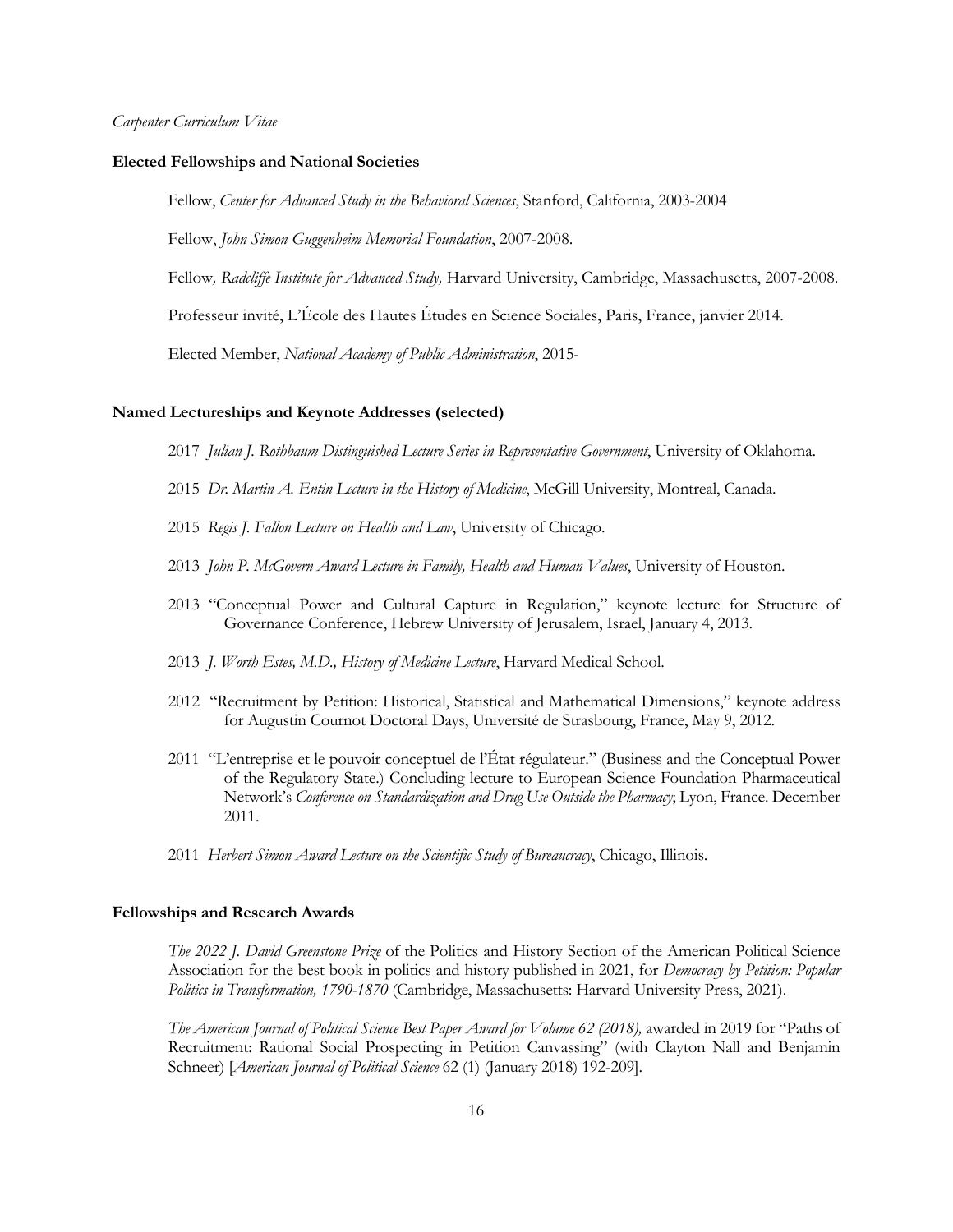**Elected Fellowships and National Societies**

Fellow, *Center for Advanced Study in the Behavioral Sciences*, Stanford, California, 2003-2004

Fellow, *John Simon Guggenheim Memorial Foundation*, 2007-2008.

Fellow*, Radcliffe Institute for Advanced Study,* Harvard University, Cambridge, Massachusetts, 2007-2008.

Professeur invité, L'École des Hautes Études en Science Sociales, Paris, France, janvier 2014.

Elected Member, *National Academy of Public Administration*, 2015-

**Named Lectureships and Keynote Addresses (selected)**

2017 *Julian J. Rothbaum Distinguished Lecture Series in Representative Government*, University of Oklahoma.

2015 *Dr. Martin A. Entin Lecture in the History of Medicine*, McGill University, Montreal, Canada.

2015 *Regis J. Fallon Lecture on Health and Law*, University of Chicago.

2013 *John P. McGovern Award Lecture in Family, Health and Human Values*, University of Houston.

2013 "Conceptual Power and Cultural Capture in Regulation," keynote lecture for Structure of Governance Conference, Hebrew University of Jerusalem, Israel, January 4, 2013.

2013 *J. Worth Estes, M.D., History of Medicine Lecture*, Harvard Medical School.

2012 "Recruitment by Petition: Historical, Statistical and Mathematical Dimensions," keynote address for Augustin Cournot Doctoral Days, Université de Strasbourg, France, May 9, 2012.

2011 "L'entreprise et le pouvoir conceptuel de l'État régulateur." (Business and the Conceptual Power of the Regulatory State.) Concluding lecture to European Science Foundation Pharmaceutical Network's *Conference on Standardization and Drug Use Outside the Pharmacy*; Lyon, France. December 2011.

2011 *Herbert Simon Award Lecture on the Scientific Study of Bureaucracy*, Chicago, Illinois.

**Fellowships and Research Awards**

*The 2022 J. David Greenstone Prize* of the Politics and History Section of the American Political Science Association for the best book in politics and history published in 2021, for *Democracy by Petition: Popular Politics in Transformation, 1790-1870* (Cambridge, Massachusetts: Harvard University Press, 2021).

*The American Journal of Political Science Best Paper Award for Volume 62 (2018),* awarded in 2019 for "Paths of Recruitment: Rational Social Prospecting in Petition Canvassing" (with Clayton Nall and Benjamin Schneer) [*American Journal of Political Science* 62 (1) (January 2018) 192-209].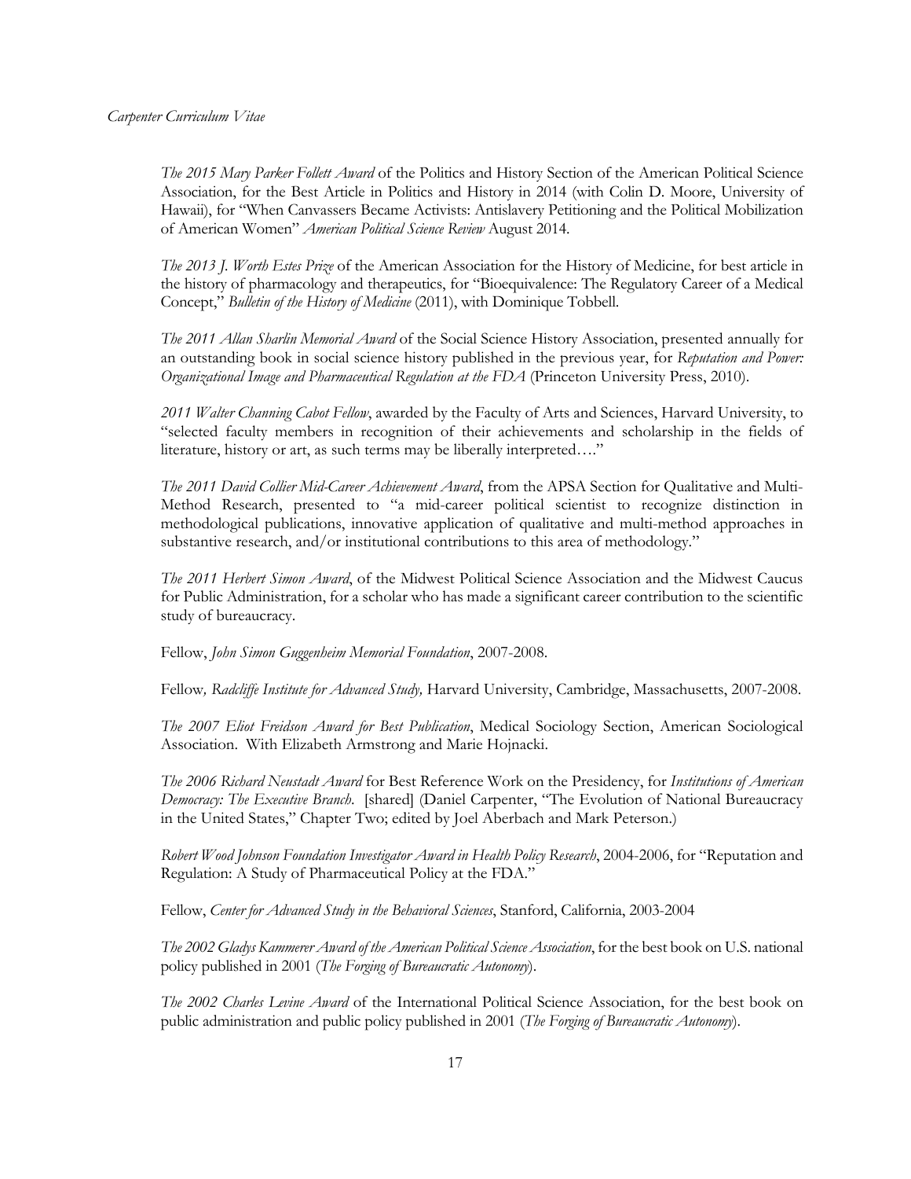*The 2015 Mary Parker Follett Award* of the Politics and History Section of the American Political Science Association, for the Best Article in Politics and History in 2014 (with Colin D. Moore, University of Hawaii), for "When Canvassers Became Activists: Antislavery Petitioning and the Political Mobilization of American Women" *American Political Science Review* August 2014.

*The 2013 J. Worth Estes Prize* of the American Association for the History of Medicine, for best article in the history of pharmacology and therapeutics, for "Bioequivalence: The Regulatory Career of a Medical Concept," *Bulletin of the History of Medicine* (2011), with Dominique Tobbell.

*The 2011 Allan Sharlin Memorial Award* of the Social Science History Association, presented annually for an outstanding book in social science history published in the previous year, for *Reputation and Power: Organizational Image and Pharmaceutical Regulation at the FDA* (Princeton University Press, 2010).

*2011 Walter Channing Cabot Fellow*, awarded by the Faculty of Arts and Sciences, Harvard University, to "selected faculty members in recognition of their achievements and scholarship in the fields of literature, history or art, as such terms may be liberally interpreted…."

*The 2011 David Collier Mid-Career Achievement Award*, from the APSA Section for Qualitative and Multi-Method Research, presented to "a mid-career political scientist to recognize distinction in methodological publications, innovative application of qualitative and multi-method approaches in substantive research, and/or institutional contributions to this area of methodology."

*The 2011 Herbert Simon Award*, of the Midwest Political Science Association and the Midwest Caucus for Public Administration, for a scholar who has made a significant career contribution to the scientific study of bureaucracy.

Fellow, *John Simon Guggenheim Memorial Foundation*, 2007-2008.

Fellow*, Radcliffe Institute for Advanced Study,* Harvard University, Cambridge, Massachusetts, 2007-2008.

*The 2007 Eliot Freidson Award for Best Publication*, Medical Sociology Section, American Sociological Association. With Elizabeth Armstrong and Marie Hojnacki.

*The 2006 Richard Neustadt Award* for Best Reference Work on the Presidency, for *Institutions of American Democracy: The Executive Branch*. [shared] (Daniel Carpenter, "The Evolution of National Bureaucracy in the United States," Chapter Two; edited by Joel Aberbach and Mark Peterson.)

*Robert Wood Johnson Foundation Investigator Award in Health Policy Research*, 2004-2006, for "Reputation and Regulation: A Study of Pharmaceutical Policy at the FDA."

Fellow, *Center for Advanced Study in the Behavioral Sciences*, Stanford, California, 2003-2004

*The 2002 Gladys Kammerer Award of the American Political Science Association*, for the best book on U.S. national policy published in 2001 (*The Forging of Bureaucratic Autonomy*).

*The 2002 Charles Levine Award* of the International Political Science Association, for the best book on public administration and public policy published in 2001 (*The Forging of Bureaucratic Autonomy*).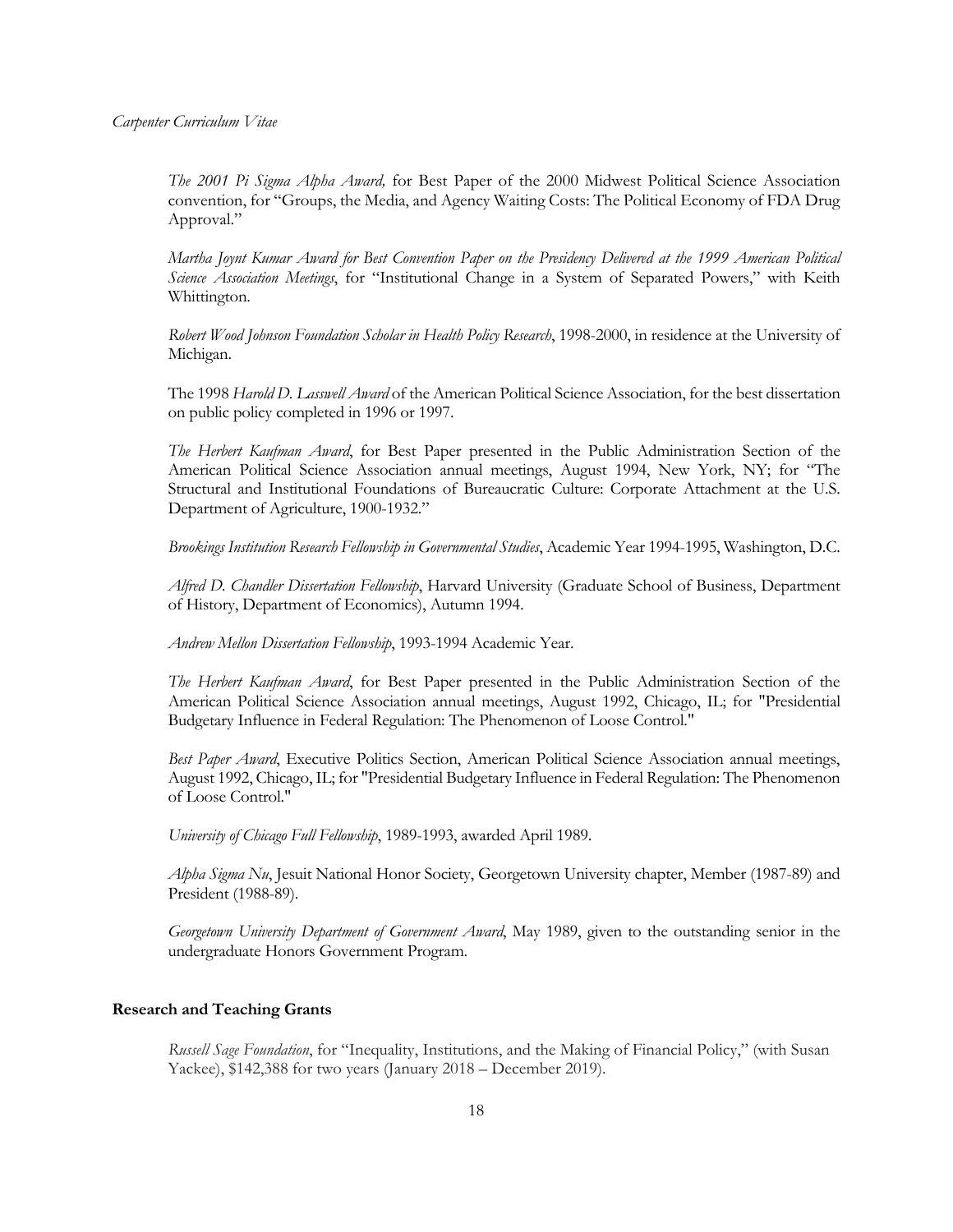*The 2001 Pi Sigma Alpha Award,* for Best Paper of the 2000 Midwest Political Science Association convention, for "Groups, the Media, and Agency Waiting Costs: The Political Economy of FDA Drug Approval."

*Martha Joynt Kumar Award for Best Convention Paper on the Presidency Delivered at the 1999 American Political Science Association Meetings*, for "Institutional Change in a System of Separated Powers," with Keith Whittington.

*Robert Wood Johnson Foundation Scholar in Health Policy Research*, 1998-2000, in residence at the University of Michigan.

The 1998 *Harold D. Lasswell Award* of the American Political Science Association, for the best dissertation on public policy completed in 1996 or 1997.

*The Herbert Kaufman Award*, for Best Paper presented in the Public Administration Section of the American Political Science Association annual meetings, August 1994, New York, NY; for "The Structural and Institutional Foundations of Bureaucratic Culture: Corporate Attachment at the U.S. Department of Agriculture, 1900-1932."

*Brookings Institution Research Fellowship in Governmental Studies*, Academic Year 1994-1995, Washington, D.C.

*Alfred D. Chandler Dissertation Fellowship*, Harvard University (Graduate School of Business, Department of History, Department of Economics), Autumn 1994.

*Andrew Mellon Dissertation Fellowship*, 1993-1994 Academic Year.

*The Herbert Kaufman Award*, for Best Paper presented in the Public Administration Section of the American Political Science Association annual meetings, August 1992, Chicago, IL; for "Presidential Budgetary Influence in Federal Regulation: The Phenomenon of Loose Control."

*Best Paper Award*, Executive Politics Section, American Political Science Association annual meetings, August 1992, Chicago, IL; for "Presidential Budgetary Influence in Federal Regulation: The Phenomenon of Loose Control."

*University of Chicago Full Fellowship*, 1989-1993, awarded April 1989.

*Alpha Sigma Nu*, Jesuit National Honor Society, Georgetown University chapter, Member (1987-89) and President (1988-89).

*Georgetown University Department of Government Award*, May 1989, given to the outstanding senior in the undergraduate Honors Government Program.

**Research and Teaching Grants**

*Russell Sage Foundation*, for "Inequality, Institutions, and the Making of Financial Policy," (with Susan Yackee), $142,388 for two years (January 2018 – December 2019).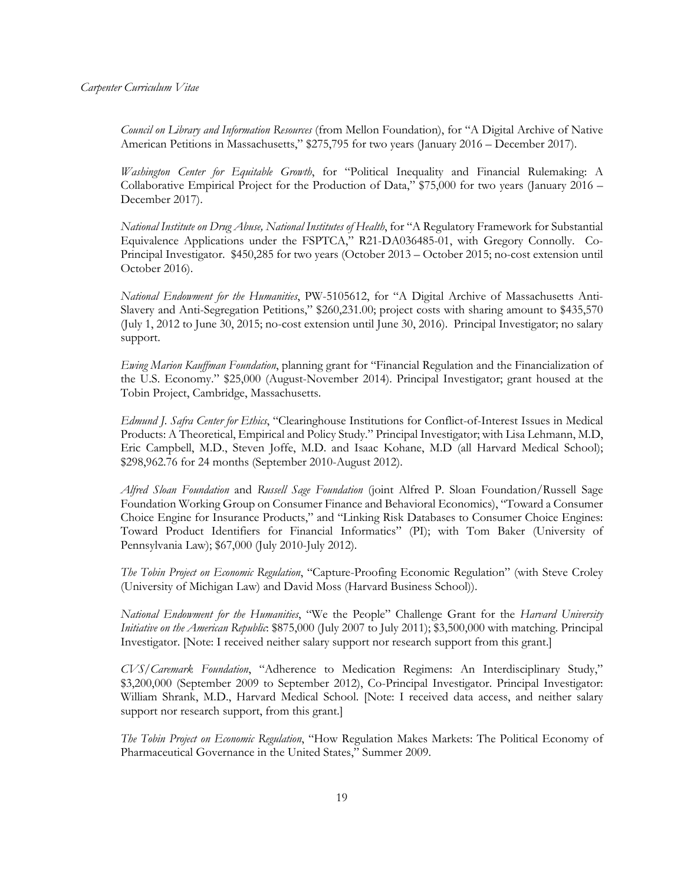*Council on Library and Information Resources* (from Mellon Foundation), for "A Digital Archive of Native American Petitions in Massachusetts," $275,795 for two years (January 2016 – December 2017).

*Washington Center for Equitable Growth*, for "Political Inequality and Financial Rulemaking: A Collaborative Empirical Project for the Production of Data," $75,000 for two years (January 2016 – December 2017).

*National Institute on Drug Abuse, National Institutes of Health*, for "A Regulatory Framework for Substantial Equivalence Applications under the FSPTCA," R21-DA036485-01, with Gregory Connolly. Co-Principal Investigator. $450,285 for two years (October 2013 – October 2015; no-cost extension until October 2016).

*National Endowment for the Humanities*, PW-5105612, for "A Digital Archive of Massachusetts Anti-Slavery and Anti-Segregation Petitions," $260,231.00; project costs with sharing amount to $435,570 (July 1, 2012 to June 30, 2015; no-cost extension until June 30, 2016). Principal Investigator; no salary support.

*Ewing Marion Kauffman Foundation*, planning grant for "Financial Regulation and the Financialization of the U.S. Economy." $25,000 (August-November 2014). Principal Investigator; grant housed at the Tobin Project, Cambridge, Massachusetts.

*Edmund J. Safra Center for Ethics*, "Clearinghouse Institutions for Conflict-of-Interest Issues in Medical Products: A Theoretical, Empirical and Policy Study." Principal Investigator; with Lisa Lehmann, M.D, Eric Campbell, M.D., Steven Joffe, M.D. and Isaac Kohane, M.D (all Harvard Medical School); $298,962.76 for 24 months (September 2010-August 2012).

*Alfred Sloan Foundation* and *Russell Sage Foundation* (joint Alfred P. Sloan Foundation/Russell Sage Foundation Working Group on Consumer Finance and Behavioral Economics), "Toward a Consumer Choice Engine for Insurance Products," and "Linking Risk Databases to Consumer Choice Engines: Toward Product Identifiers for Financial Informatics" (PI); with Tom Baker (University of Pennsylvania Law); $67,000 (July 2010-July 2012).

*The Tobin Project on Economic Regulation*, "Capture-Proofing Economic Regulation" (with Steve Croley (University of Michigan Law) and David Moss (Harvard Business School)).

*National Endowment for the Humanities*, "We the People" Challenge Grant for the *Harvard University Initiative on the American Republic*: $875,000 (July 2007 to July 2011); $3,500,000 with matching. Principal Investigator. [Note: I received neither salary support nor research support from this grant.]

*CVS/Caremark Foundation*, "Adherence to Medication Regimens: An Interdisciplinary Study," $3,200,000 (September 2009 to September 2012), Co-Principal Investigator. Principal Investigator: William Shrank, M.D., Harvard Medical School. [Note: I received data access, and neither salary support nor research support, from this grant.]

*The Tobin Project on Economic Regulation*, "How Regulation Makes Markets: The Political Economy of Pharmaceutical Governance in the United States," Summer 2009.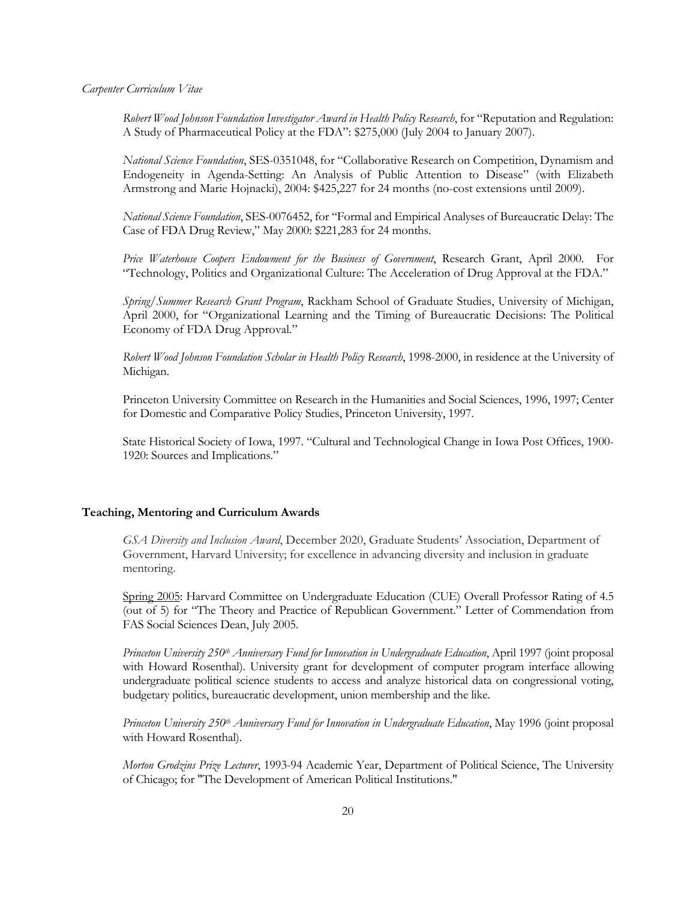*Robert Wood Johnson Foundation Investigator Award in Health Policy Research*, for "Reputation and Regulation: A Study of Pharmaceutical Policy at the FDA": $275,000 (July 2004 to January 2007).

*National Science Foundation*, SES-0351048, for "Collaborative Research on Competition, Dynamism and Endogeneity in Agenda-Setting: An Analysis of Public Attention to Disease" (with Elizabeth Armstrong and Marie Hojnacki), 2004: $425,227 for 24 months (no-cost extensions until 2009).

*National Science Foundation*, SES-0076452, for "Formal and Empirical Analyses of Bureaucratic Delay: The Case of FDA Drug Review," May 2000: $221,283 for 24 months.

*Price Waterhouse Coopers Endowment for the Business of Government*, Research Grant, April 2000. For "Technology, Politics and Organizational Culture: The Acceleration of Drug Approval at the FDA."

*Spring/Summer Research Grant Program*, Rackham School of Graduate Studies, University of Michigan, April 2000, for "Organizational Learning and the Timing of Bureaucratic Decisions: The Political Economy of FDA Drug Approval."

*Robert Wood Johnson Foundation Scholar in Health Policy Research*, 1998-2000, in residence at the University of Michigan.

Princeton University Committee on Research in the Humanities and Social Sciences, 1996, 1997; Center for Domestic and Comparative Policy Studies, Princeton University, 1997.

State Historical Society of Iowa, 1997. "Cultural and Technological Change in Iowa Post Offices, 1900-1920: Sources and Implications."

## Teaching, Mentoring and Curriculum Awards

*GSA Diversity and Inclusion Award*, December 2020, Graduate Students' Association, Department of Government, Harvard University; for excellence in advancing diversity and inclusion in graduate mentoring.

<u>Spring 2005</u>: Harvard Committee on Undergraduate Education (CUE) Overall Professor Rating of 4.5 (out of 5) for "The Theory and Practice of Republican Government." Letter of Commendation from FAS Social Sciences Dean, July 2005.

*Princeton University 250th Anniversary Fund for Innovation in Undergraduate Education*, April 1997 (joint proposal with Howard Rosenthal). University grant for development of computer program interface allowing undergraduate political science students to access and analyze historical data on congressional voting, budgetary politics, bureaucratic development, union membership and the like.

*Princeton University 250th Anniversary Fund for Innovation in Undergraduate Education*, May 1996 (joint proposal with Howard Rosenthal).

*Morton Grodzins Prize Lecturer*, 1993-94 Academic Year, Department of Political Science, The University of Chicago; for "The Development of American Political Institutions."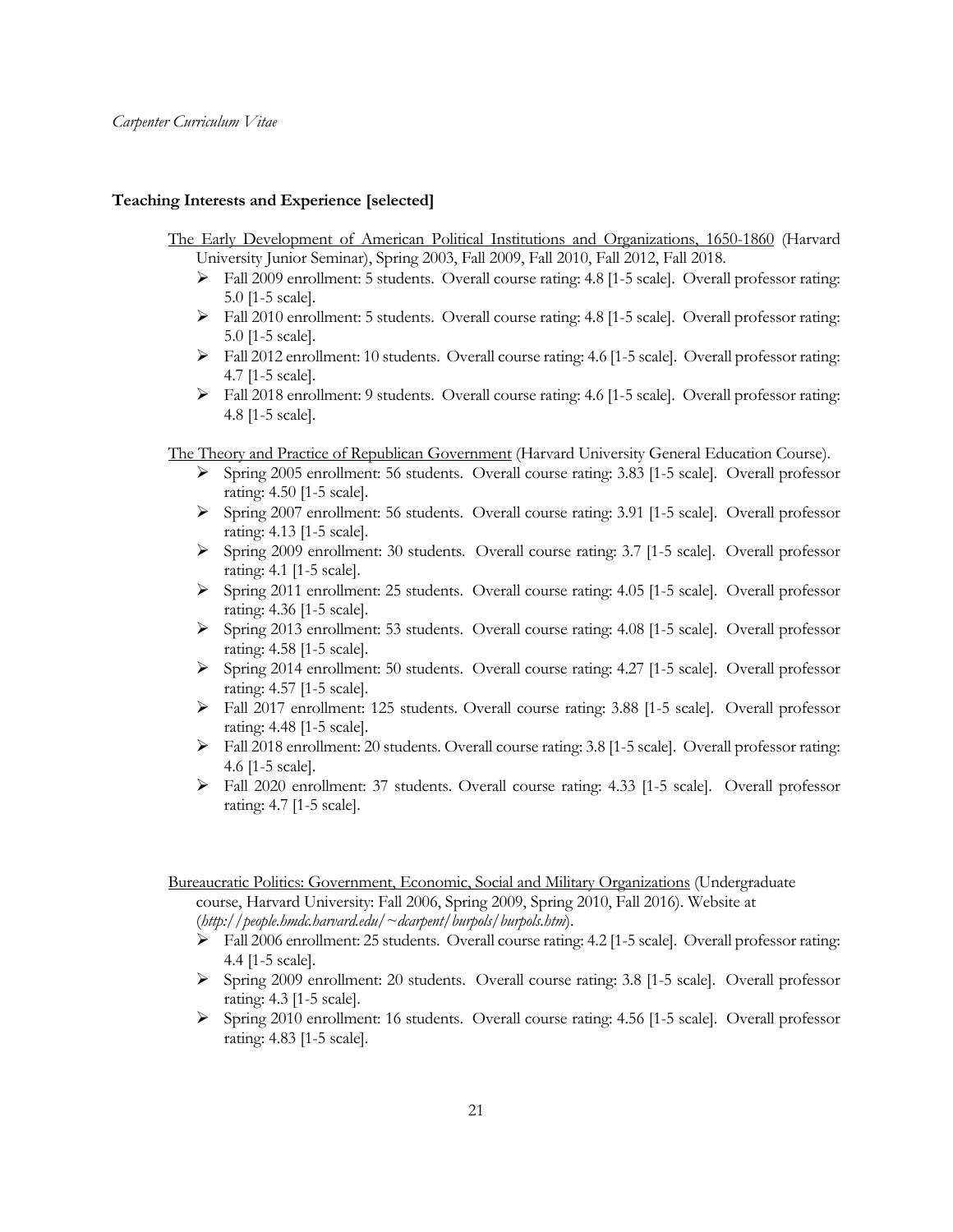**Teaching Interests and Experience [selected]**

The Early Development of American Political Institutions and Organizations, 1650-1860 (Harvard University Junior Seminar), Spring 2003, Fall 2009, Fall 2010, Fall 2012, Fall 2018.

- Fall 2009 enrollment: 5 students. Overall course rating: 4.8 [1-5 scale]. Overall professor rating: 5.0 [1-5 scale].
- Fall 2010 enrollment: 5 students. Overall course rating: 4.8 [1-5 scale]. Overall professor rating: 5.0 [1-5 scale].
- Fall 2012 enrollment: 10 students. Overall course rating: 4.6 [1-5 scale]. Overall professor rating: 4.7 [1-5 scale].
- Fall 2018 enrollment: 9 students. Overall course rating: 4.6 [1-5 scale]. Overall professor rating: 4.8 [1-5 scale].

The Theory and Practice of Republican Government (Harvard University General Education Course).

- Spring 2005 enrollment: 56 students. Overall course rating: 3.83 [1-5 scale]. Overall professor rating: 4.50 [1-5 scale].
- Spring 2007 enrollment: 56 students. Overall course rating: 3.91 [1-5 scale]. Overall professor rating: 4.13 [1-5 scale].
- Spring 2009 enrollment: 30 students. Overall course rating: 3.7 [1-5 scale]. Overall professor rating: 4.1 [1-5 scale].
- Spring 2011 enrollment: 25 students. Overall course rating: 4.05 [1-5 scale]. Overall professor rating: 4.36 [1-5 scale].
- Spring 2013 enrollment: 53 students. Overall course rating: 4.08 [1-5 scale]. Overall professor rating: 4.58 [1-5 scale].
- Spring 2014 enrollment: 50 students. Overall course rating: 4.27 [1-5 scale]. Overall professor rating: 4.57 [1-5 scale].
- Fall 2017 enrollment: 125 students. Overall course rating: 3.88 [1-5 scale]. Overall professor rating: 4.48 [1-5 scale].
- Fall 2018 enrollment: 20 students. Overall course rating: 3.8 [1-5 scale]. Overall professor rating: 4.6 [1-5 scale].
- Fall 2020 enrollment: 37 students. Overall course rating: 4.33 [1-5 scale]. Overall professor rating: 4.7 [1-5 scale].

Bureaucratic Politics: Government, Economic, Social and Military Organizations (Undergraduate course, Harvard University: Fall 2006, Spring 2009, Spring 2010, Fall 2016). Website at (*http://people.hmdc.harvard.edu/~dcarpent/burpols/burpols.htm*).

- Fall 2006 enrollment: 25 students. Overall course rating: 4.2 [1-5 scale]. Overall professor rating: 4.4 [1-5 scale].
- Spring 2009 enrollment: 20 students. Overall course rating: 3.8 [1-5 scale]. Overall professor rating: 4.3 [1-5 scale].
- Spring 2010 enrollment: 16 students. Overall course rating: 4.56 [1-5 scale]. Overall professor rating: 4.83 [1-5 scale].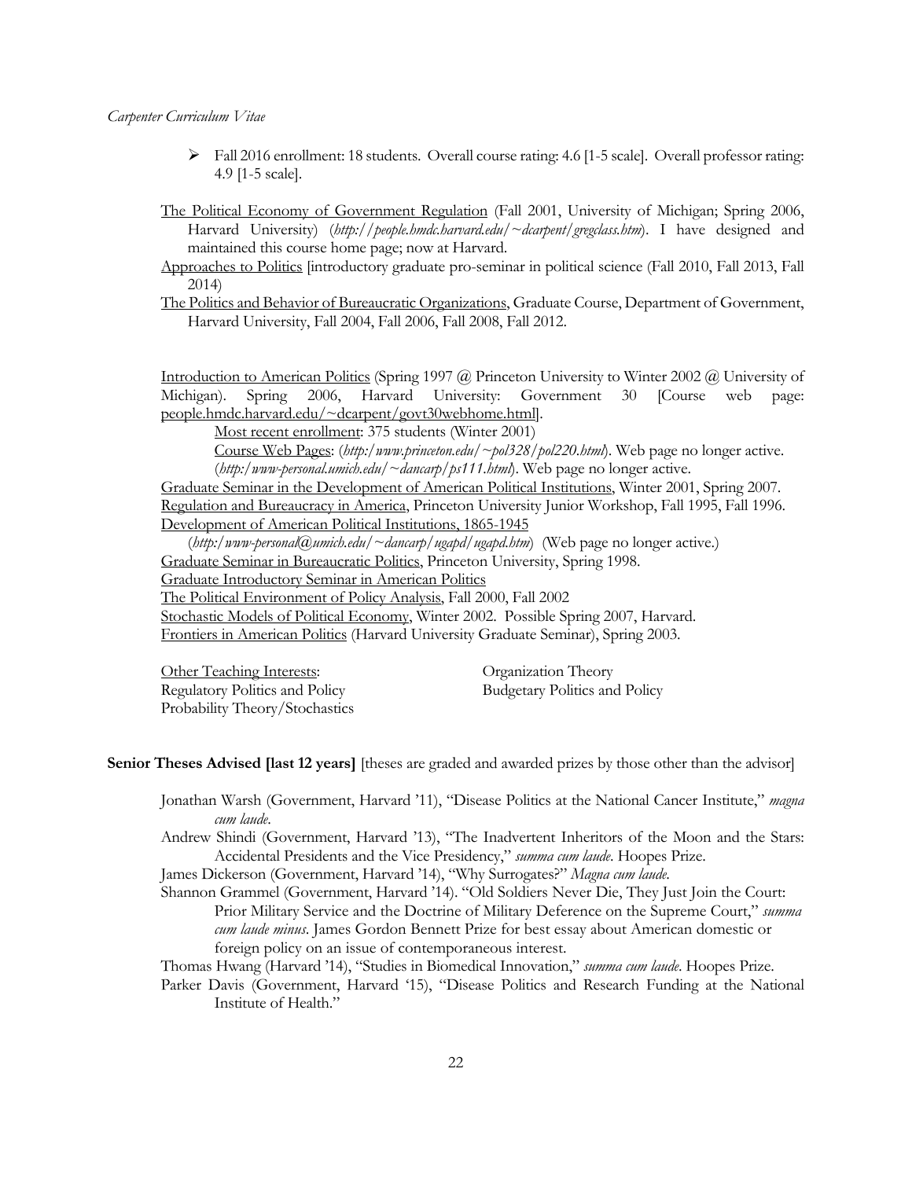- Fall 2016 enrollment: 18 students. Overall course rating: 4.6 [1-5 scale]. Overall professor rating: 4.9 [1-5 scale].

The Political Economy of Government Regulation (Fall 2001, University of Michigan; Spring 2006, Harvard University) (*http://people.hmdc.harvard.edu/~dcarpent/gregclass.htm*). I have designed and maintained this course home page; now at Harvard.

Approaches to Politics [introductory graduate pro-seminar in political science (Fall 2010, Fall 2013, Fall 2014)

The Politics and Behavior of Bureaucratic Organizations, Graduate Course, Department of Government, Harvard University, Fall 2004, Fall 2006, Fall 2008, Fall 2012.

Introduction to American Politics (Spring 1997 @ Princeton University to Winter 2002 @ University of Michigan). Spring 2006, Harvard University: Government 30 [Course web page: people.hmdc.harvard.edu/~dcarpent/govt30webhome.html].

Most recent enrollment: 375 students (Winter 2001)

Course Web Pages: (*http:/www.princeton.edu/~pol328/pol220.html*). Web page no longer active. (*http:/www-personal.umich.edu/~dancarp/ps111.html*). Web page no longer active.

Graduate Seminar in the Development of American Political Institutions, Winter 2001, Spring 2007.

Regulation and Bureaucracy in America, Princeton University Junior Workshop, Fall 1995, Fall 1996.

Development of American Political Institutions, 1865-1945

(*http:/www-personal@umich.edu/~dancarp/ugapd/ugapd.htm*) (Web page no longer active.)

Graduate Seminar in Bureaucratic Politics, Princeton University, Spring 1998.

Graduate Introductory Seminar in American Politics

The Political Environment of Policy Analysis, Fall 2000, Fall 2002

Stochastic Models of Political Economy, Winter 2002. Possible Spring 2007, Harvard.

Frontiers in American Politics (Harvard University Graduate Seminar), Spring 2003.

Other Teaching Interests:
Regulatory Politics and Policy
Probability Theory/Stochastics
Organization Theory
Budgetary Politics and Policy

**Senior Theses Advised [last 12 years]** [theses are graded and awarded prizes by those other than the advisor]

Jonathan Warsh (Government, Harvard '11), "Disease Politics at the National Cancer Institute," *magna cum laude*.

Andrew Shindi (Government, Harvard '13), "The Inadvertent Inheritors of the Moon and the Stars: Accidental Presidents and the Vice Presidency," *summa cum laude*. Hoopes Prize.

James Dickerson (Government, Harvard '14), "Why Surrogates?" *Magna cum laude*.

Shannon Grammel (Government, Harvard '14). "Old Soldiers Never Die, They Just Join the Court: Prior Military Service and the Doctrine of Military Deference on the Supreme Court," *summa cum laude minus*. James Gordon Bennett Prize for best essay about American domestic or foreign policy on an issue of contemporaneous interest.

Thomas Hwang (Harvard '14), "Studies in Biomedical Innovation," *summa cum laude*. Hoopes Prize.

Parker Davis (Government, Harvard '15), "Disease Politics and Research Funding at the National Institute of Health."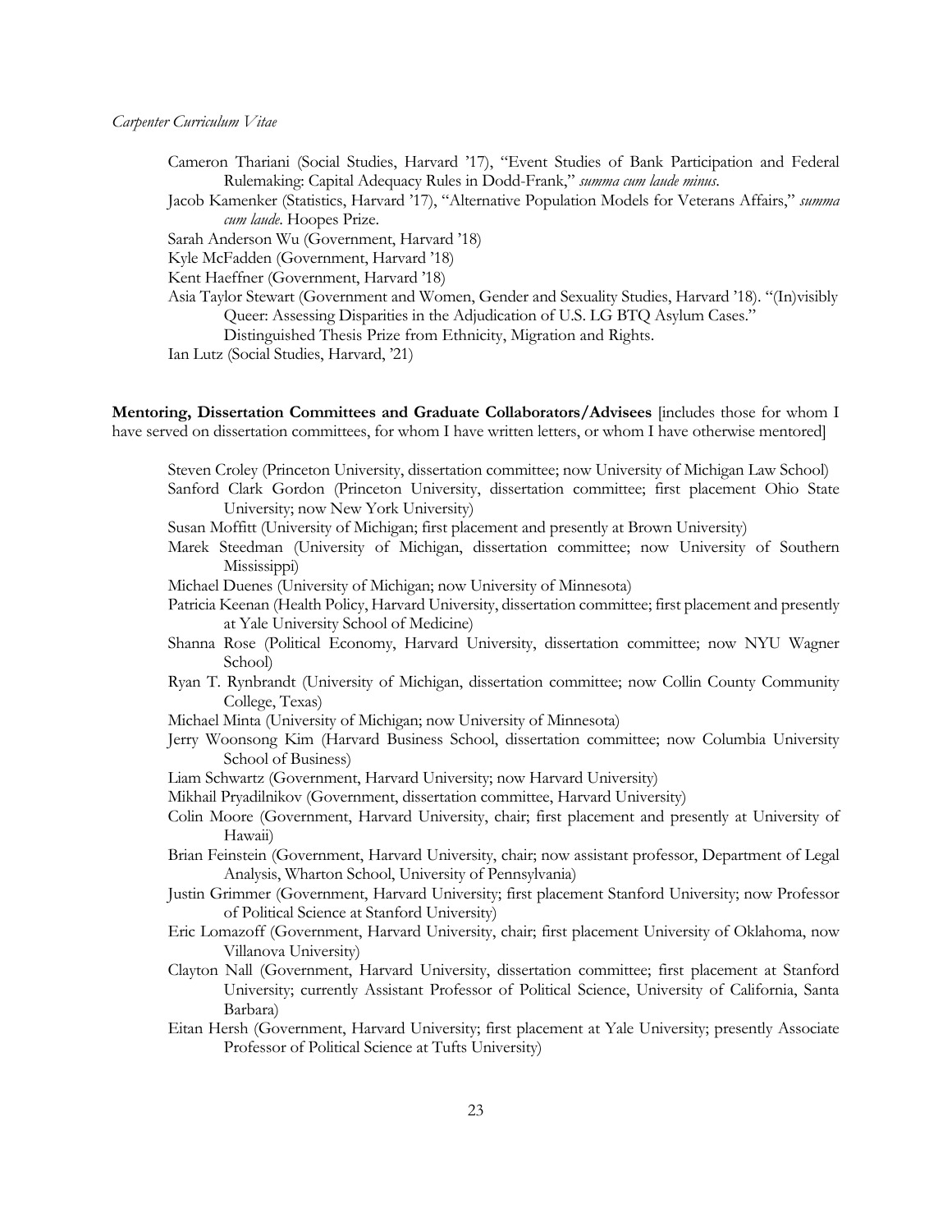Cameron Thariani (Social Studies, Harvard '17), "Event Studies of Bank Participation and Federal Rulemaking: Capital Adequacy Rules in Dodd-Frank," *summa cum laude minus*.

Jacob Kamenker (Statistics, Harvard '17), "Alternative Population Models for Veterans Affairs," *summa cum laude*. Hoopes Prize.

Sarah Anderson Wu (Government, Harvard '18)

Kyle McFadden (Government, Harvard '18)

Kent Haeffner (Government, Harvard '18)

Asia Taylor Stewart (Government and Women, Gender and Sexuality Studies, Harvard '18). "(In)visibly Queer: Assessing Disparities in the Adjudication of U.S. LG BTQ Asylum Cases." Distinguished Thesis Prize from Ethnicity, Migration and Rights.

Ian Lutz (Social Studies, Harvard, '21)

**Mentoring, Dissertation Committees and Graduate Collaborators/Advisees** [includes those for whom I have served on dissertation committees, for whom I have written letters, or whom I have otherwise mentored]

Steven Croley (Princeton University, dissertation committee; now University of Michigan Law School)

Sanford Clark Gordon (Princeton University, dissertation committee; first placement Ohio State University; now New York University)

Susan Moffitt (University of Michigan; first placement and presently at Brown University)

Marek Steedman (University of Michigan, dissertation committee; now University of Southern Mississippi)

Michael Duenes (University of Michigan; now University of Minnesota)

Patricia Keenan (Health Policy, Harvard University, dissertation committee; first placement and presently at Yale University School of Medicine)

Shanna Rose (Political Economy, Harvard University, dissertation committee; now NYU Wagner School)

Ryan T. Rynbrandt (University of Michigan, dissertation committee; now Collin County Community College, Texas)

Michael Minta (University of Michigan; now University of Minnesota)

Jerry Woonsong Kim (Harvard Business School, dissertation committee; now Columbia University School of Business)

Liam Schwartz (Government, Harvard University; now Harvard University)

Mikhail Pryadilnikov (Government, dissertation committee, Harvard University)

Colin Moore (Government, Harvard University, chair; first placement and presently at University of Hawaii)

Brian Feinstein (Government, Harvard University, chair; now assistant professor, Department of Legal Analysis, Wharton School, University of Pennsylvania)

Justin Grimmer (Government, Harvard University; first placement Stanford University; now Professor of Political Science at Stanford University)

Eric Lomazoff (Government, Harvard University, chair; first placement University of Oklahoma, now Villanova University)

Clayton Nall (Government, Harvard University, dissertation committee; first placement at Stanford University; currently Assistant Professor of Political Science, University of California, Santa Barbara)

Eitan Hersh (Government, Harvard University; first placement at Yale University; presently Associate Professor of Political Science at Tufts University)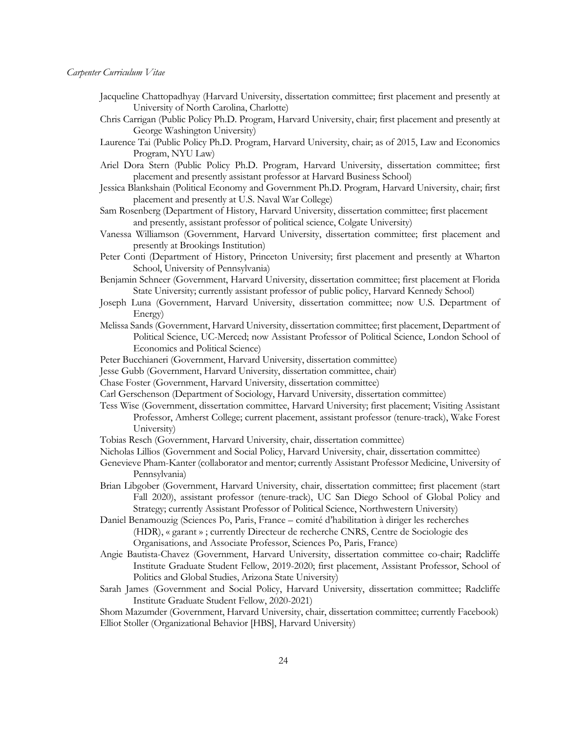Jacqueline Chattopadhyay (Harvard University, dissertation committee; first placement and presently at University of North Carolina, Charlotte)

Chris Carrigan (Public Policy Ph.D. Program, Harvard University, chair; first placement and presently at George Washington University)

Laurence Tai (Public Policy Ph.D. Program, Harvard University, chair; as of 2015, Law and Economics Program, NYU Law)

Ariel Dora Stern (Public Policy Ph.D. Program, Harvard University, dissertation committee; first placement and presently assistant professor at Harvard Business School)

Jessica Blankshain (Political Economy and Government Ph.D. Program, Harvard University, chair; first placement and presently at U.S. Naval War College)

Sam Rosenberg (Department of History, Harvard University, dissertation committee; first placement and presently, assistant professor of political science, Colgate University)

Vanessa Williamson (Government, Harvard University, dissertation committee; first placement and presently at Brookings Institution)

Peter Conti (Department of History, Princeton University; first placement and presently at Wharton School, University of Pennsylvania)

Benjamin Schneer (Government, Harvard University, dissertation committee; first placement at Florida State University; currently assistant professor of public policy, Harvard Kennedy School)

Joseph Luna (Government, Harvard University, dissertation committee; now U.S. Department of Energy)

Melissa Sands (Government, Harvard University, dissertation committee; first placement, Department of Political Science, UC-Merced; now Assistant Professor of Political Science, London School of Economics and Political Science)

Peter Bucchianeri (Government, Harvard University, dissertation committee)

Jesse Gubb (Government, Harvard University, dissertation committee, chair)

Chase Foster (Government, Harvard University, dissertation committee)

Carl Gerschenson (Department of Sociology, Harvard University, dissertation committee)

Tess Wise (Government, dissertation committee, Harvard University; first placement; Visiting Assistant Professor, Amherst College; current placement, assistant professor (tenure-track), Wake Forest University)

Tobias Resch (Government, Harvard University, chair, dissertation committee)

Nicholas Lillios (Government and Social Policy, Harvard University, chair, dissertation committee)

Genevieve Pham-Kanter (collaborator and mentor; currently Assistant Professor Medicine, University of Pennsylvania)

Brian Libgober (Government, Harvard University, chair, dissertation committee; first placement (start Fall 2020), assistant professor (tenure-track), UC San Diego School of Global Policy and Strategy; currently Assistant Professor of Political Science, Northwestern University)

Daniel Benamouzig (Sciences Po, Paris, France – comité d'habilitation à diriger les recherches (HDR), « garant » ; currently Directeur de recherche CNRS, Centre de Sociologie des Organisations, and Associate Professor, Sciences Po, Paris, France)

Angie Bautista-Chavez (Government, Harvard University, dissertation committee co-chair; Radcliffe Institute Graduate Student Fellow, 2019-2020; first placement, Assistant Professor, School of Politics and Global Studies, Arizona State University)

Sarah James (Government and Social Policy, Harvard University, dissertation committee; Radcliffe Institute Graduate Student Fellow, 2020-2021)

Shom Mazumder (Government, Harvard University, chair, dissertation committee; currently Facebook)

Elliot Stoller (Organizational Behavior [HBS], Harvard University)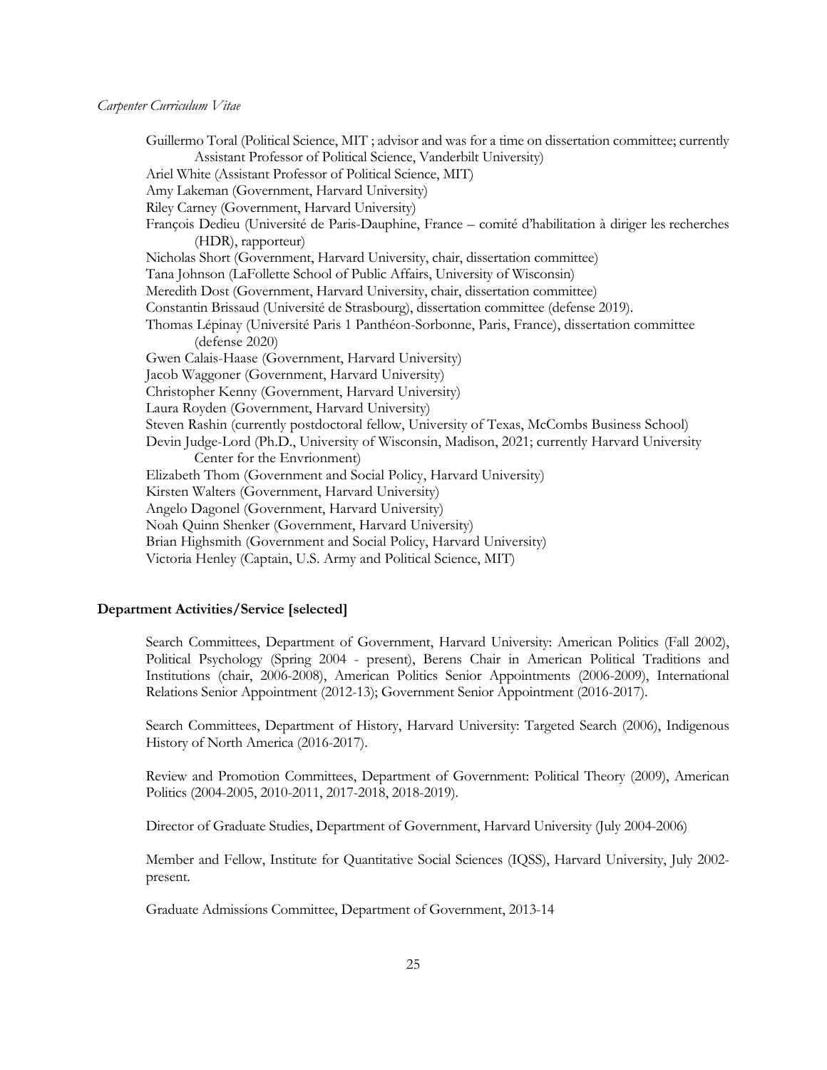Guillermo Toral (Political Science, MIT ; advisor and was for a time on dissertation committee; currently Assistant Professor of Political Science, Vanderbilt University)
Ariel White (Assistant Professor of Political Science, MIT)
Amy Lakeman (Government, Harvard University)
Riley Carney (Government, Harvard University)
François Dedieu (Université de Paris-Dauphine, France – comité d'habilitation à diriger les recherches (HDR), rapporteur)
Nicholas Short (Government, Harvard University, chair, dissertation committee)
Tana Johnson (LaFollette School of Public Affairs, University of Wisconsin)
Meredith Dost (Government, Harvard University, chair, dissertation committee)
Constantin Brissaud (Université de Strasbourg), dissertation committee (defense 2019).
Thomas Lépinay (Université Paris 1 Panthéon-Sorbonne, Paris, France), dissertation committee (defense 2020)
Gwen Calais-Haase (Government, Harvard University)
Jacob Waggoner (Government, Harvard University)
Christopher Kenny (Government, Harvard University)
Laura Royden (Government, Harvard University)
Steven Rashin (currently postdoctoral fellow, University of Texas, McCombs Business School)
Devin Judge-Lord (Ph.D., University of Wisconsin, Madison, 2021; currently Harvard University Center for the Envrionment)
Elizabeth Thom (Government and Social Policy, Harvard University)
Kirsten Walters (Government, Harvard University)
Angelo Dagonel (Government, Harvard University)
Noah Quinn Shenker (Government, Harvard University)
Brian Highsmith (Government and Social Policy, Harvard University)
Victoria Henley (Captain, U.S. Army and Political Science, MIT)

## Department Activities/Service [selected]

Search Committees, Department of Government, Harvard University: American Politics (Fall 2002), Political Psychology (Spring 2004 - present), Berens Chair in American Political Traditions and Institutions (chair, 2006-2008), American Politics Senior Appointments (2006-2009), International Relations Senior Appointment (2012-13); Government Senior Appointment (2016-2017).

Search Committees, Department of History, Harvard University: Targeted Search (2006), Indigenous History of North America (2016-2017).

Review and Promotion Committees, Department of Government: Political Theory (2009), American Politics (2004-2005, 2010-2011, 2017-2018, 2018-2019).

Director of Graduate Studies, Department of Government, Harvard University (July 2004-2006)

Member and Fellow, Institute for Quantitative Social Sciences (IQSS), Harvard University, July 2002-present.

Graduate Admissions Committee, Department of Government, 2013-14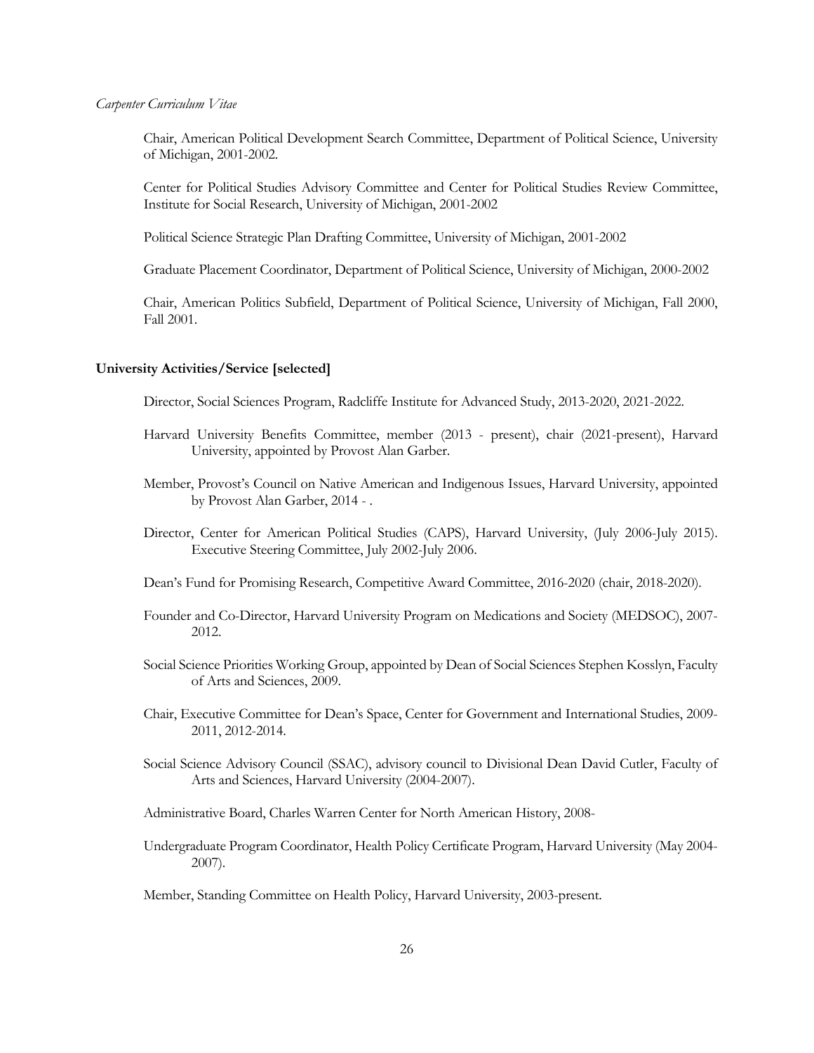Chair, American Political Development Search Committee, Department of Political Science, University of Michigan, 2001-2002.

Center for Political Studies Advisory Committee and Center for Political Studies Review Committee, Institute for Social Research, University of Michigan, 2001-2002

Political Science Strategic Plan Drafting Committee, University of Michigan, 2001-2002

Graduate Placement Coordinator, Department of Political Science, University of Michigan, 2000-2002

Chair, American Politics Subfield, Department of Political Science, University of Michigan, Fall 2000, Fall 2001.

**University Activities/Service [selected]**

Director, Social Sciences Program, Radcliffe Institute for Advanced Study, 2013-2020, 2021-2022.

Harvard University Benefits Committee, member (2013 - present), chair (2021-present), Harvard University, appointed by Provost Alan Garber.

Member, Provost's Council on Native American and Indigenous Issues, Harvard University, appointed by Provost Alan Garber, 2014 - .

Director, Center for American Political Studies (CAPS), Harvard University, (July 2006-July 2015). Executive Steering Committee, July 2002-July 2006.

Dean's Fund for Promising Research, Competitive Award Committee, 2016-2020 (chair, 2018-2020).

Founder and Co-Director, Harvard University Program on Medications and Society (MEDSOC), 2007-2012.

Social Science Priorities Working Group, appointed by Dean of Social Sciences Stephen Kosslyn, Faculty of Arts and Sciences, 2009.

Chair, Executive Committee for Dean's Space, Center for Government and International Studies, 2009-2011, 2012-2014.

Social Science Advisory Council (SSAC), advisory council to Divisional Dean David Cutler, Faculty of Arts and Sciences, Harvard University (2004-2007).

Administrative Board, Charles Warren Center for North American History, 2008-

Undergraduate Program Coordinator, Health Policy Certificate Program, Harvard University (May 2004-2007).

Member, Standing Committee on Health Policy, Harvard University, 2003-present.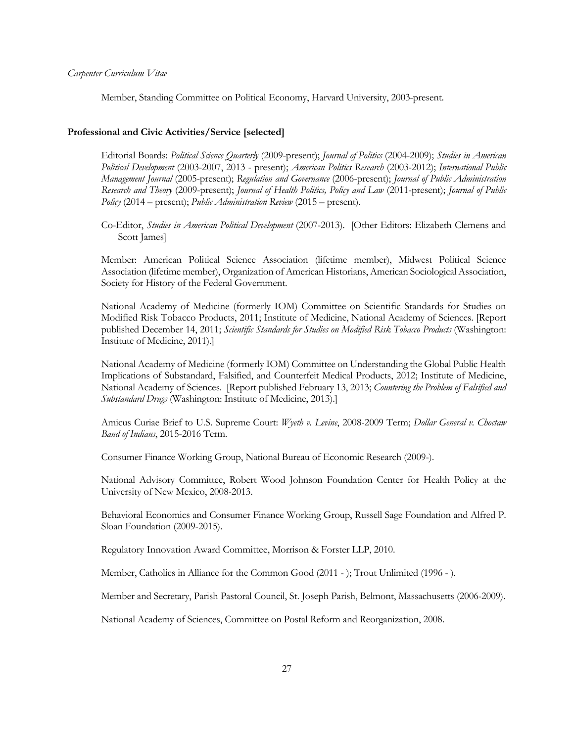Member, Standing Committee on Political Economy, Harvard University, 2003-present.

### Professional and Civic Activities/Service [selected]

Editorial Boards: *Political Science Quarterly* (2009-present); *Journal of Politics* (2004-2009); *Studies in American Political Development* (2003-2007, 2013 - present); *American Politics Research* (2003-2012); *International Public Management Journal* (2005-present); *Regulation and Governance* (2006-present); *Journal of Public Administration Research and Theory* (2009-present); *Journal of Health Politics, Policy and Law* (2011-present); *Journal of Public Policy* (2014 – present); *Public Administration Review* (2015 – present).

Co-Editor, *Studies in American Political Development* (2007-2013). [Other Editors: Elizabeth Clemens and Scott James]

Member: American Political Science Association (lifetime member), Midwest Political Science Association (lifetime member), Organization of American Historians, American Sociological Association, Society for History of the Federal Government.

National Academy of Medicine (formerly IOM) Committee on Scientific Standards for Studies on Modified Risk Tobacco Products, 2011; Institute of Medicine, National Academy of Sciences. [Report published December 14, 2011; *Scientific Standards for Studies on Modified Risk Tobacco Products* (Washington: Institute of Medicine, 2011).]

National Academy of Medicine (formerly IOM) Committee on Understanding the Global Public Health Implications of Substandard, Falsified, and Counterfeit Medical Products, 2012; Institute of Medicine, National Academy of Sciences. [Report published February 13, 2013; *Countering the Problem of Falsified and Substandard Drugs* (Washington: Institute of Medicine, 2013).]

Amicus Curiae Brief to U.S. Supreme Court: *Wyeth v. Levine*, 2008-2009 Term; *Dollar General v. Choctaw Band of Indians*, 2015-2016 Term.

Consumer Finance Working Group, National Bureau of Economic Research (2009-).

National Advisory Committee, Robert Wood Johnson Foundation Center for Health Policy at the University of New Mexico, 2008-2013.

Behavioral Economics and Consumer Finance Working Group, Russell Sage Foundation and Alfred P. Sloan Foundation (2009-2015).

Regulatory Innovation Award Committee, Morrison & Forster LLP, 2010.

Member, Catholics in Alliance for the Common Good (2011 - ); Trout Unlimited (1996 - ).

Member and Secretary, Parish Pastoral Council, St. Joseph Parish, Belmont, Massachusetts (2006-2009).

National Academy of Sciences, Committee on Postal Reform and Reorganization, 2008.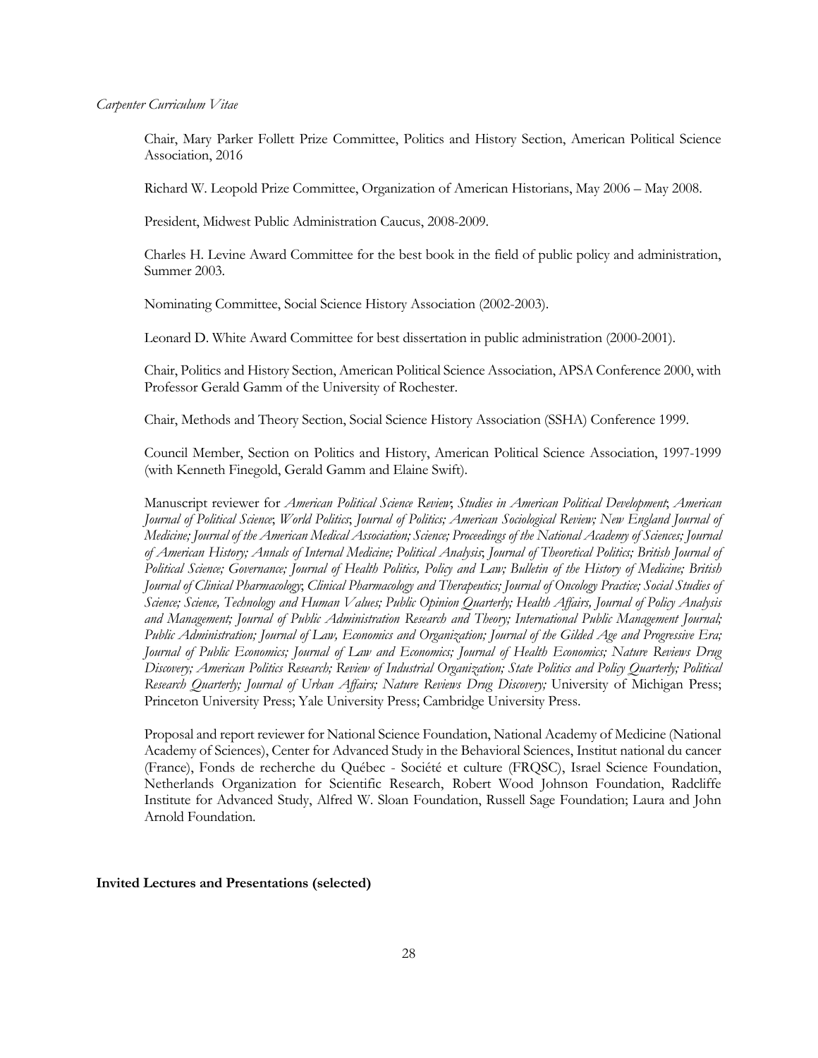Chair, Mary Parker Follett Prize Committee, Politics and History Section, American Political Science Association, 2016

Richard W. Leopold Prize Committee, Organization of American Historians, May 2006 – May 2008.

President, Midwest Public Administration Caucus, 2008-2009.

Charles H. Levine Award Committee for the best book in the field of public policy and administration, Summer 2003.

Nominating Committee, Social Science History Association (2002-2003).

Leonard D. White Award Committee for best dissertation in public administration (2000-2001).

Chair, Politics and History Section, American Political Science Association, APSA Conference 2000, with Professor Gerald Gamm of the University of Rochester.

Chair, Methods and Theory Section, Social Science History Association (SSHA) Conference 1999.

Council Member, Section on Politics and History, American Political Science Association, 1997-1999 (with Kenneth Finegold, Gerald Gamm and Elaine Swift).

Manuscript reviewer for *American Political Science Review*; *Studies in American Political Development*; *American Journal of Political Science*; *World Politics*; *Journal of Politics; American Sociological Review; New England Journal of Medicine; Journal of the American Medical Association; Science; Proceedings of the National Academy of Sciences; Journal of American History; Annals of Internal Medicine; Political Analysis*; *Journal of Theoretical Politics; British Journal of Political Science; Governance; Journal of Health Politics, Policy and Law; Bulletin of the History of Medicine; British Journal of Clinical Pharmacology*; *Clinical Pharmacology and Therapeutics; Journal of Oncology Practice; Social Studies of Science; Science, Technology and Human Values; Public Opinion Quarterly; Health Affairs, Journal of Policy Analysis and Management; Journal of Public Administration Research and Theory; International Public Management Journal; Public Administration; Journal of Law, Economics and Organization; Journal of the Gilded Age and Progressive Era; Journal of Public Economics; Journal of Law and Economics; Journal of Health Economics; Nature Reviews Drug Discovery; American Politics Research; Review of Industrial Organization; State Politics and Policy Quarterly; Political Research Quarterly; Journal of Urban Affairs; Nature Reviews Drug Discovery;* University of Michigan Press; Princeton University Press; Yale University Press; Cambridge University Press.

Proposal and report reviewer for National Science Foundation, National Academy of Medicine (National Academy of Sciences), Center for Advanced Study in the Behavioral Sciences, Institut national du cancer (France), Fonds de recherche du Québec - Société et culture (FRQSC), Israel Science Foundation, Netherlands Organization for Scientific Research, Robert Wood Johnson Foundation, Radcliffe Institute for Advanced Study, Alfred W. Sloan Foundation, Russell Sage Foundation; Laura and John Arnold Foundation.

**Invited Lectures and Presentations (selected)**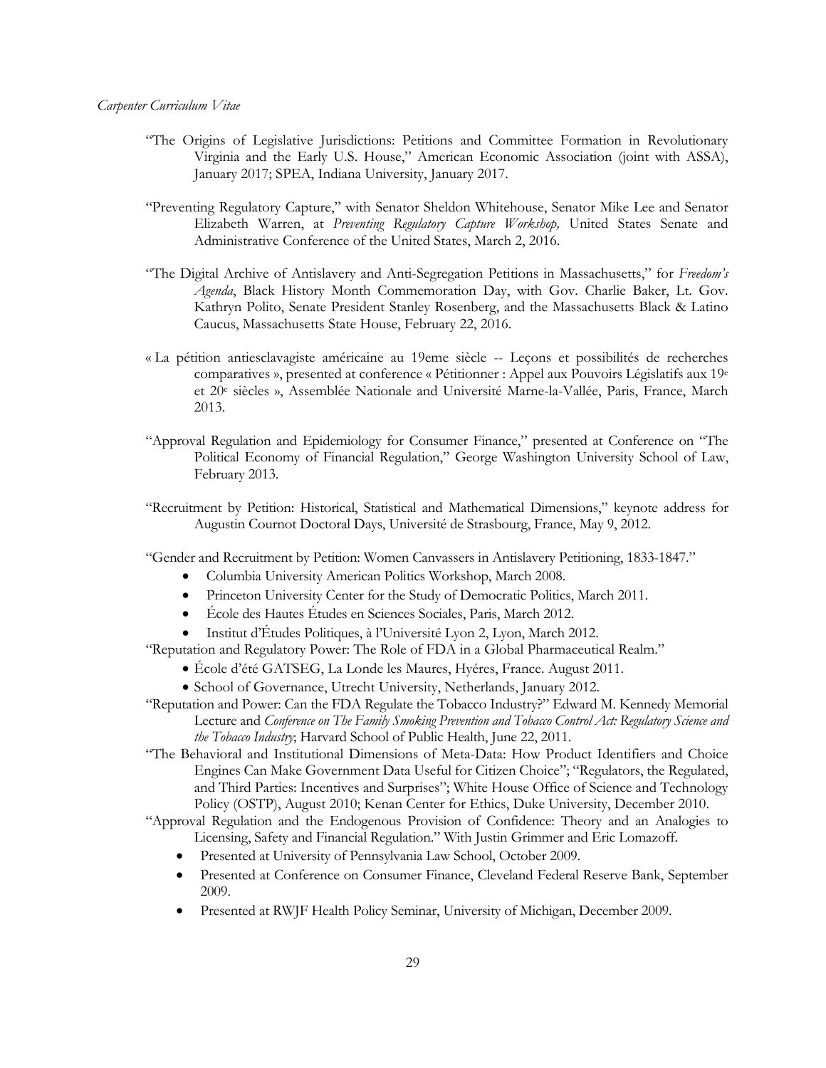"The Origins of Legislative Jurisdictions: Petitions and Committee Formation in Revolutionary Virginia and the Early U.S. House," American Economic Association (joint with ASSA), January 2017; SPEA, Indiana University, January 2017.

"Preventing Regulatory Capture," with Senator Sheldon Whitehouse, Senator Mike Lee and Senator Elizabeth Warren, at *Preventing Regulatory Capture Workshop,* United States Senate and Administrative Conference of the United States, March 2, 2016.

"The Digital Archive of Antislavery and Anti-Segregation Petitions in Massachusetts," for *Freedom's Agenda*, Black History Month Commemoration Day, with Gov. Charlie Baker, Lt. Gov. Kathryn Polito, Senate President Stanley Rosenberg, and the Massachusetts Black & Latino Caucus, Massachusetts State House, February 22, 2016.

« La pétition antiesclavagiste américaine au 19eme siècle -- Leçons et possibilités de recherches comparatives », presented at conference « Pétitionner : Appel aux Pouvoirs Législatifs aux 19e et 20e siècles », Assemblée Nationale and Université Marne-la-Vallée, Paris, France, March 2013.

"Approval Regulation and Epidemiology for Consumer Finance," presented at Conference on "The Political Economy of Financial Regulation," George Washington University School of Law, February 2013.

"Recruitment by Petition: Historical, Statistical and Mathematical Dimensions," keynote address for Augustin Cournot Doctoral Days, Université de Strasbourg, France, May 9, 2012.

"Gender and Recruitment by Petition: Women Canvassers in Antislavery Petitioning, 1833-1847."

- Columbia University American Politics Workshop, March 2008.
- Princeton University Center for the Study of Democratic Politics, March 2011.
- École des Hautes Études en Sciences Sociales, Paris, March 2012.
- Institut d'Études Politiques, à l'Université Lyon 2, Lyon, March 2012.

"Reputation and Regulatory Power: The Role of FDA in a Global Pharmaceutical Realm."

- École d'été GATSEG, La Londe les Maures, Hyéres, France. August 2011.
- School of Governance, Utrecht University, Netherlands, January 2012.

"Reputation and Power: Can the FDA Regulate the Tobacco Industry?" Edward M. Kennedy Memorial Lecture and *Conference on The Family Smoking Prevention and Tobacco Control Act: Regulatory Science and the Tobacco Industry*; Harvard School of Public Health, June 22, 2011.

"The Behavioral and Institutional Dimensions of Meta-Data: How Product Identifiers and Choice Engines Can Make Government Data Useful for Citizen Choice"; "Regulators, the Regulated, and Third Parties: Incentives and Surprises"; White House Office of Science and Technology Policy (OSTP), August 2010; Kenan Center for Ethics, Duke University, December 2010.

"Approval Regulation and the Endogenous Provision of Confidence: Theory and an Analogies to Licensing, Safety and Financial Regulation." With Justin Grimmer and Eric Lomazoff.

- Presented at University of Pennsylvania Law School, October 2009.
- Presented at Conference on Consumer Finance, Cleveland Federal Reserve Bank, September 2009.
- Presented at RWJF Health Policy Seminar, University of Michigan, December 2009.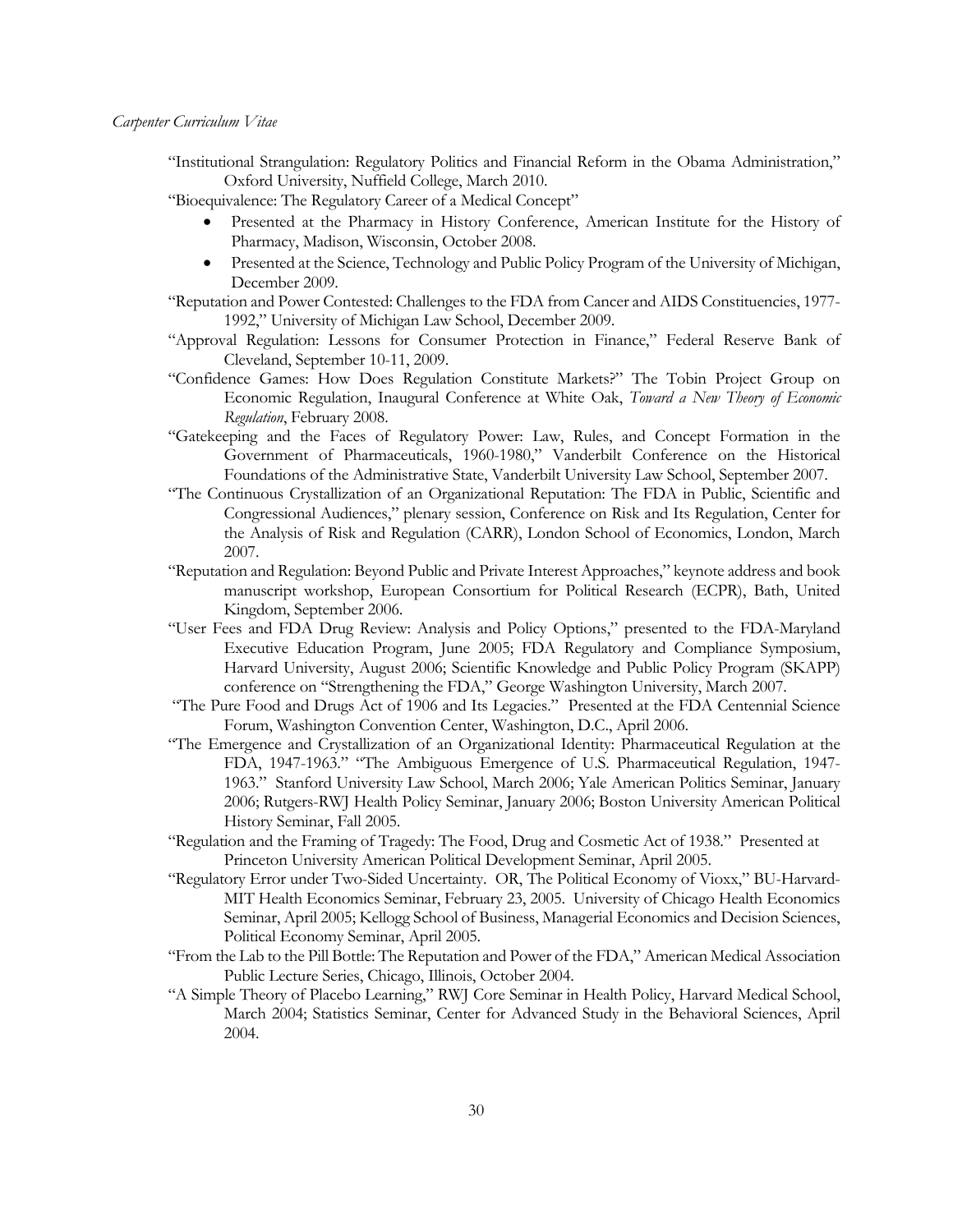"Institutional Strangulation: Regulatory Politics and Financial Reform in the Obama Administration," Oxford University, Nuffield College, March 2010.

"Bioequivalence: The Regulatory Career of a Medical Concept"

- Presented at the Pharmacy in History Conference, American Institute for the History of Pharmacy, Madison, Wisconsin, October 2008.
- Presented at the Science, Technology and Public Policy Program of the University of Michigan, December 2009.

"Reputation and Power Contested: Challenges to the FDA from Cancer and AIDS Constituencies, 1977-1992," University of Michigan Law School, December 2009.

"Approval Regulation: Lessons for Consumer Protection in Finance," Federal Reserve Bank of Cleveland, September 10-11, 2009.

"Confidence Games: How Does Regulation Constitute Markets?" The Tobin Project Group on Economic Regulation, Inaugural Conference at White Oak, *Toward a New Theory of Economic Regulation*, February 2008.

"Gatekeeping and the Faces of Regulatory Power: Law, Rules, and Concept Formation in the Government of Pharmaceuticals, 1960-1980," Vanderbilt Conference on the Historical Foundations of the Administrative State, Vanderbilt University Law School, September 2007.

"The Continuous Crystallization of an Organizational Reputation: The FDA in Public, Scientific and Congressional Audiences," plenary session, Conference on Risk and Its Regulation, Center for the Analysis of Risk and Regulation (CARR), London School of Economics, London, March 2007.

"Reputation and Regulation: Beyond Public and Private Interest Approaches," keynote address and book manuscript workshop, European Consortium for Political Research (ECPR), Bath, United Kingdom, September 2006.

"User Fees and FDA Drug Review: Analysis and Policy Options," presented to the FDA-Maryland Executive Education Program, June 2005; FDA Regulatory and Compliance Symposium, Harvard University, August 2006; Scientific Knowledge and Public Policy Program (SKAPP) conference on "Strengthening the FDA," George Washington University, March 2007.

"The Pure Food and Drugs Act of 1906 and Its Legacies." Presented at the FDA Centennial Science Forum, Washington Convention Center, Washington, D.C., April 2006.

"The Emergence and Crystallization of an Organizational Identity: Pharmaceutical Regulation at the FDA, 1947-1963." "The Ambiguous Emergence of U.S. Pharmaceutical Regulation, 1947-1963." Stanford University Law School, March 2006; Yale American Politics Seminar, January 2006; Rutgers-RWJ Health Policy Seminar, January 2006; Boston University American Political History Seminar, Fall 2005.

"Regulation and the Framing of Tragedy: The Food, Drug and Cosmetic Act of 1938." Presented at Princeton University American Political Development Seminar, April 2005.

"Regulatory Error under Two-Sided Uncertainty. OR, The Political Economy of Vioxx," BU-Harvard-MIT Health Economics Seminar, February 23, 2005. University of Chicago Health Economics Seminar, April 2005; Kellogg School of Business, Managerial Economics and Decision Sciences, Political Economy Seminar, April 2005.

"From the Lab to the Pill Bottle: The Reputation and Power of the FDA," American Medical Association Public Lecture Series, Chicago, Illinois, October 2004.

"A Simple Theory of Placebo Learning," RWJ Core Seminar in Health Policy, Harvard Medical School, March 2004; Statistics Seminar, Center for Advanced Study in the Behavioral Sciences, April 2004.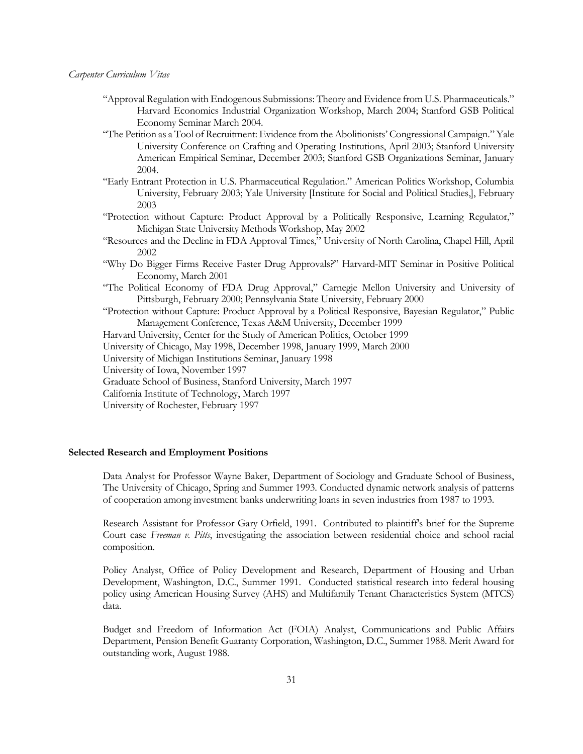"Approval Regulation with Endogenous Submissions: Theory and Evidence from U.S. Pharmaceuticals." Harvard Economics Industrial Organization Workshop, March 2004; Stanford GSB Political Economy Seminar March 2004.

"The Petition as a Tool of Recruitment: Evidence from the Abolitionists' Congressional Campaign." Yale University Conference on Crafting and Operating Institutions, April 2003; Stanford University American Empirical Seminar, December 2003; Stanford GSB Organizations Seminar, January 2004.

"Early Entrant Protection in U.S. Pharmaceutical Regulation." American Politics Workshop, Columbia University, February 2003; Yale University [Institute for Social and Political Studies,], February 2003

"Protection without Capture: Product Approval by a Politically Responsive, Learning Regulator," Michigan State University Methods Workshop, May 2002

"Resources and the Decline in FDA Approval Times," University of North Carolina, Chapel Hill, April 2002

"Why Do Bigger Firms Receive Faster Drug Approvals?" Harvard-MIT Seminar in Positive Political Economy, March 2001

"The Political Economy of FDA Drug Approval," Carnegie Mellon University and University of Pittsburgh, February 2000; Pennsylvania State University, February 2000

"Protection without Capture: Product Approval by a Political Responsive, Bayesian Regulator," Public Management Conference, Texas A&M University, December 1999

Harvard University, Center for the Study of American Politics, October 1999

University of Chicago, May 1998, December 1998, January 1999, March 2000

University of Michigan Institutions Seminar, January 1998

University of Iowa, November 1997

Graduate School of Business, Stanford University, March 1997

California Institute of Technology, March 1997

University of Rochester, February 1997

**Selected Research and Employment Positions**

Data Analyst for Professor Wayne Baker, Department of Sociology and Graduate School of Business, The University of Chicago, Spring and Summer 1993. Conducted dynamic network analysis of patterns of cooperation among investment banks underwriting loans in seven industries from 1987 to 1993.

Research Assistant for Professor Gary Orfield, 1991. Contributed to plaintiff's brief for the Supreme Court case *Freeman v. Pitts*, investigating the association between residential choice and school racial composition.

Policy Analyst, Office of Policy Development and Research, Department of Housing and Urban Development, Washington, D.C., Summer 1991. Conducted statistical research into federal housing policy using American Housing Survey (AHS) and Multifamily Tenant Characteristics System (MTCS) data.

Budget and Freedom of Information Act (FOIA) Analyst, Communications and Public Affairs Department, Pension Benefit Guaranty Corporation, Washington, D.C., Summer 1988. Merit Award for outstanding work, August 1988.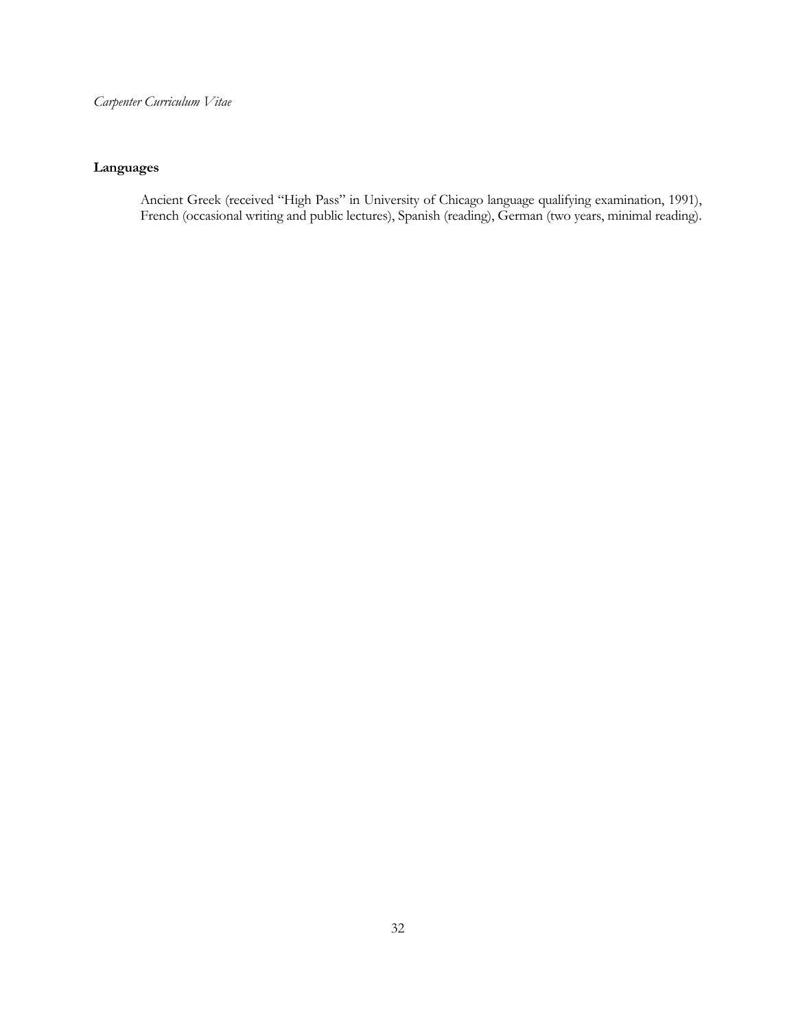**Languages**

Ancient Greek (received "High Pass" in University of Chicago language qualifying examination, 1991), French (occasional writing and public lectures), Spanish (reading), German (two years, minimal reading).